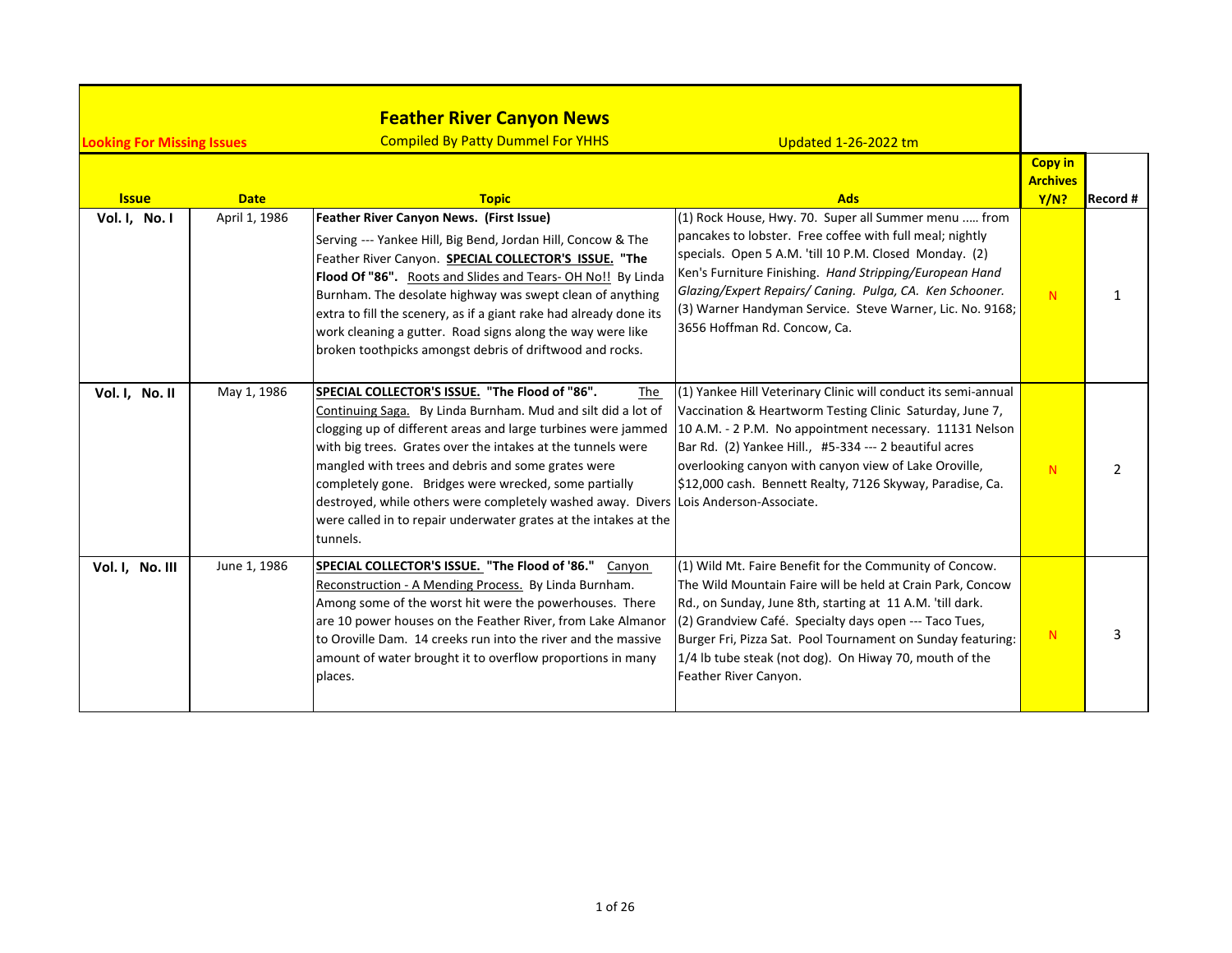# Feather River Canyon News

Compiled By Patty Dummel For YHHS

Looking For Missing Issues

Updated 1-26-2022 tm

| Issue | Date | Topic | Ads | Copy in Archives Y/N? | Record # |
|---|---|---|---|---|---|
| Vol. I, No. I | April 1, 1986 | **Feather River Canyon News. (First Issue)** Serving --- Yankee Hill, Big Bend, Jordan Hill, Concow & The Feather River Canyon. **SPECIAL COLLECTOR'S ISSUE. "The Flood Of "86".** Roots and Slides and Tears- OH No!! By Linda Burnham. The desolate highway was swept clean of anything extra to fill the scenery, as if a giant rake had already done its work cleaning a gutter. Road signs along the way were like broken toothpicks amongst debris of driftwood and rocks. | (1) Rock House, Hwy. 70. Super all Summer menu ..... from pancakes to lobster. Free coffee with full meal; nightly specials. Open 5 A.M. 'till 10 P.M. Closed Monday. (2) Ken's Furniture Finishing. *Hand Stripping/European Hand Glazing/Expert Repairs/ Caning. Pulga, CA. Ken Schooner.* (3) Warner Handyman Service. Steve Warner, Lic. No. 9168; 3656 Hoffman Rd. Concow, Ca. | N | 1 |
| Vol. I, No. II | May 1, 1986 | **SPECIAL COLLECTOR'S ISSUE. "The Flood of "86".** The Continuing Saga. By Linda Burnham. Mud and silt did a lot of clogging up of different areas and large turbines were jammed with big trees. Grates over the intakes at the tunnels were mangled with trees and debris and some grates were completely gone. Bridges were wrecked, some partially destroyed, while others were completely washed away. Divers were called in to repair underwater grates at the intakes at the tunnels. | (1) Yankee Hill Veterinary Clinic will conduct its semi-annual Vaccination & Heartworm Testing Clinic Saturday, June 7, 10 A.M. - 2 P.M. No appointment necessary. 11131 Nelson Bar Rd. (2) Yankee Hill., #5-334 --- 2 beautiful acres overlooking canyon with canyon view of Lake Oroville, $12,000 cash. Bennett Realty, 7126 Skyway, Paradise, Ca. Lois Anderson-Associate. | N | 2 |
| Vol. I, No. III | June 1, 1986 | **SPECIAL COLLECTOR'S ISSUE. "The Flood of '86."** Canyon Reconstruction - A Mending Process. By Linda Burnham. Among some of the worst hit were the powerhouses. There are 10 power houses on the Feather River, from Lake Almanor to Oroville Dam. 14 creeks run into the river and the massive amount of water brought it to overflow proportions in many places. | (1) Wild Mt. Faire Benefit for the Community of Concow. The Wild Mountain Faire will be held at Crain Park, Concow Rd., on Sunday, June 8th, starting at 11 A.M. 'till dark. (2) Grandview Café. Specialty days open --- Taco Tues, Burger Fri, Pizza Sat. Pool Tournament on Sunday featuring: 1/4 lb tube steak (not dog). On Hiway 70, mouth of the Feather River Canyon. | N | 3 |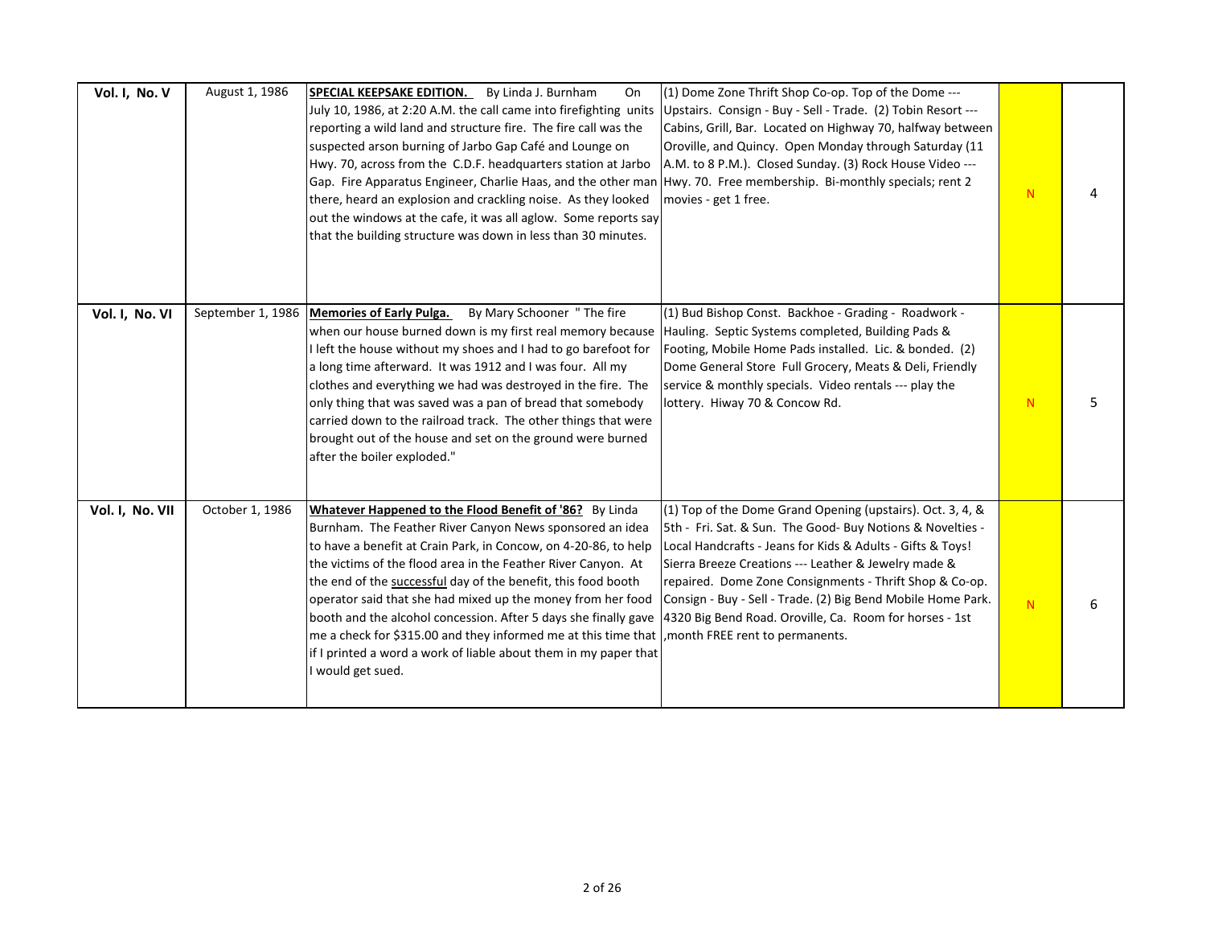| Vol. I, No. V | August 1, 1986 | **SPECIAL KEEPSAKE EDITION.** By Linda J. Burnham On July 10, 1986, at 2:20 A.M. the call came into firefighting units reporting a wild land and structure fire. The fire call was the suspected arson burning of Jarbo Gap Café and Lounge on Hwy. 70, across from the C.D.F. headquarters station at Jarbo Gap. Fire Apparatus Engineer, Charlie Haas, and the other man there, heard an explosion and crackling noise. As they looked out the windows at the cafe, it was all aglow. Some reports say that the building structure was down in less than 30 minutes. | (1) Dome Zone Thrift Shop Co-op. Top of the Dome --- Upstairs. Consign - Buy - Sell - Trade. (2) Tobin Resort --- Cabins, Grill, Bar. Located on Highway 70, halfway between Oroville, and Quincy. Open Monday through Saturday (11 A.M. to 8 P.M.). Closed Sunday. (3) Rock House Video --- Hwy. 70. Free membership. Bi-monthly specials; rent 2 movies - get 1 free. | N | 4 |
|---|---|---|---|---|---|
| Vol. I, No. VI | September 1, 1986 | **Memories of Early Pulga.** By Mary Schooner " The fire when our house burned down is my first real memory because I left the house without my shoes and I had to go barefoot for a long time afterward. It was 1912 and I was four. All my clothes and everything we had was destroyed in the fire. The only thing that was saved was a pan of bread that somebody carried down to the railroad track. The other things that were brought out of the house and set on the ground were burned after the boiler exploded." | (1) Bud Bishop Const. Backhoe - Grading - Roadwork - Hauling. Septic Systems completed, Building Pads & Footing, Mobile Home Pads installed. Lic. & bonded. (2) Dome General Store Full Grocery, Meats & Deli, Friendly service & monthly specials. Video rentals --- play the lottery. Hiway 70 & Concow Rd. | N | 5 |
| Vol. I, No. VII | October 1, 1986 | **Whatever Happened to the Flood Benefit of '86?** By Linda Burnham. The Feather River Canyon News sponsored an idea to have a benefit at Crain Park, in Concow, on 4-20-86, to help the victims of the flood area in the Feather River Canyon. At the end of the successful day of the benefit, this food booth operator said that she had mixed up the money from her food booth and the alcohol concession. After 5 days she finally gave me a check for $315.00 and they informed me at this time that if I printed a word a work of liable about them in my paper that I would get sued. | (1) Top of the Dome Grand Opening (upstairs). Oct. 3, 4, & 5th - Fri. Sat. & Sun. The Good- Buy Notions & Novelties - Local Handcrafts - Jeans for Kids & Adults - Gifts & Toys! Sierra Breeze Creations --- Leather & Jewelry made & repaired. Dome Zone Consignments - Thrift Shop & Co-op. Consign - Buy - Sell - Trade. (2) Big Bend Mobile Home Park. 4320 Big Bend Road. Oroville, Ca. Room for horses - 1st ,month FREE rent to permanents. | N | 6 |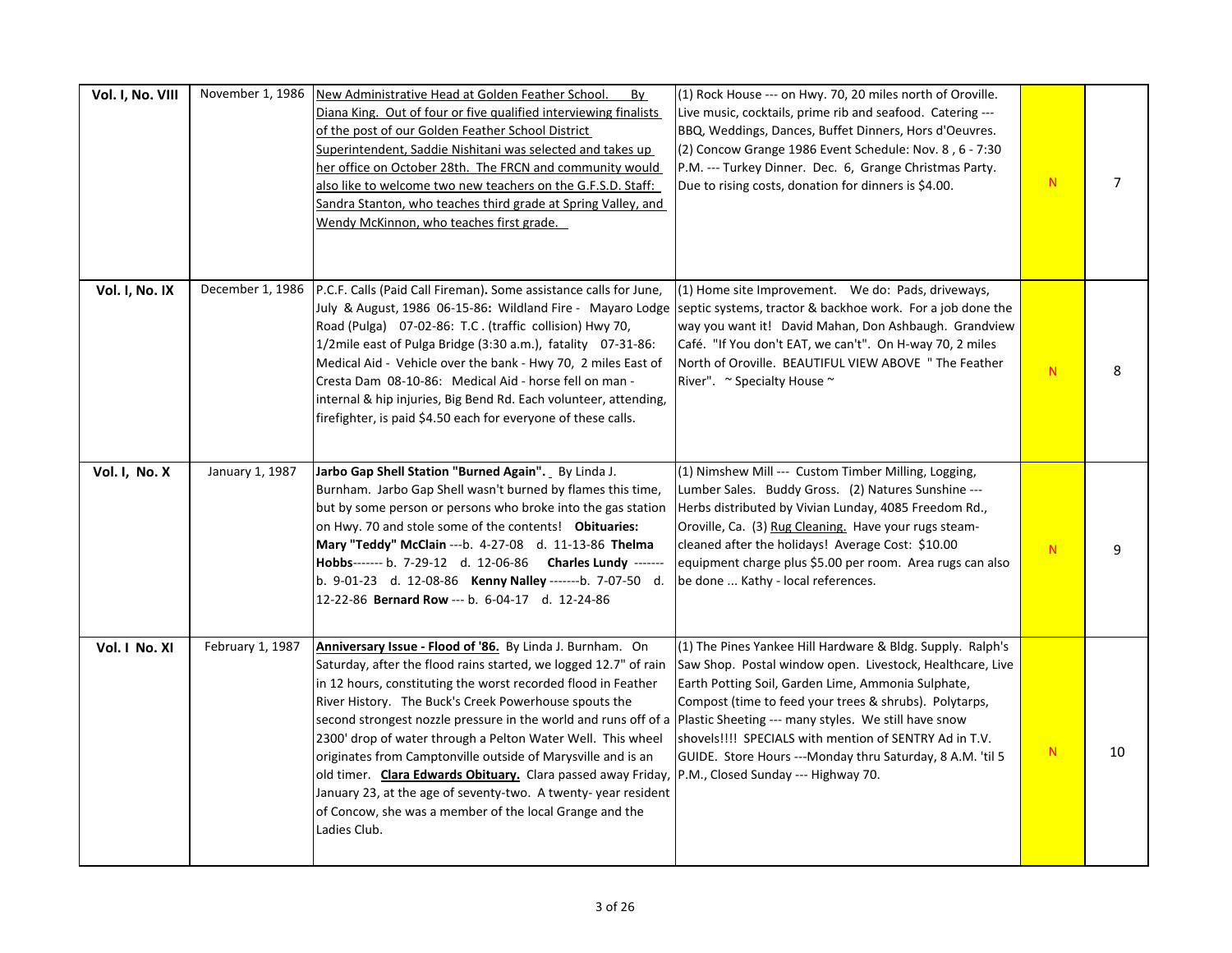| | | | | | |
|---|---|---|---|---|---|
| **Vol. I, No. VIII** | November 1, 1986 | New Administrative Head at Golden Feather School. By Diana King. Out of four or five qualified interviewing finalists of the post of our Golden Feather School District Superintendent, Saddie Nishitani was selected and takes up her office on October 28th. The FRCN and community would also like to welcome two new teachers on the G.F.S.D. Staff: Sandra Stanton, who teaches third grade at Spring Valley, and Wendy McKinnon, who teaches first grade. | (1) Rock House --- on Hwy. 70, 20 miles north of Oroville. Live music, cocktails, prime rib and seafood. Catering --- BBQ, Weddings, Dances, Buffet Dinners, Hors d'Oeuvres. (2) Concow Grange 1986 Event Schedule: Nov. 8 , 6 - 7:30 P.M. --- Turkey Dinner. Dec. 6, Grange Christmas Party. Due to rising costs, donation for dinners is $4.00. | N | 7 |
| **Vol. I, No. IX** | December 1, 1986 | P.C.F. Calls (Paid Call Fireman)**.** Some assistance calls for June, July & August, 1986 06-15-86**:** Wildland Fire - Mayaro Lodge Road (Pulga) 07-02-86: T.C . (traffic collision) Hwy 70, 1/2mile east of Pulga Bridge (3:30 a.m.), fatality 07-31-86: Medical Aid - Vehicle over the bank - Hwy 70, 2 miles East of Cresta Dam 08-10-86: Medical Aid - horse fell on man - internal & hip injuries, Big Bend Rd. Each volunteer, attending, firefighter, is paid $4.50 each for everyone of these calls. | (1) Home site Improvement. We do: Pads, driveways, septic systems, tractor & backhoe work. For a job done the way you want it! David Mahan, Don Ashbaugh. Grandview Café. "If You don't EAT, we can't". On H-way 70, 2 miles North of Oroville. BEAUTIFUL VIEW ABOVE " The Feather River". ~ Specialty House ~ | N | 8 |
| **Vol. I, No. X** | January 1, 1987 | **Jarbo Gap Shell Station "Burned Again".** By Linda J. Burnham. Jarbo Gap Shell wasn't burned by flames this time, but by some person or persons who broke into the gas station on Hwy. 70 and stole some of the contents! **Obituaries: Mary "Teddy" McClain** ---b. 4-27-08 d. 11-13-86 **Thelma Hobbs**------- b. 7-29-12 d. 12-06-86 **Charles Lundy** ------- b. 9-01-23 d. 12-08-86 **Kenny Nalley** -------b. 7-07-50 d. 12-22-86 **Bernard Row** --- b. 6-04-17 d. 12-24-86 | (1) Nimshew Mill --- Custom Timber Milling, Logging, Lumber Sales. Buddy Gross. (2) Natures Sunshine --- Herbs distributed by Vivian Lunday, 4085 Freedom Rd., Oroville, Ca. (3) Rug Cleaning. Have your rugs steam-cleaned after the holidays! Average Cost: $10.00 equipment charge plus $5.00 per room. Area rugs can also be done ... Kathy - local references. | N | 9 |
| **Vol. I No. XI** | February 1, 1987 | **Anniversary Issue - Flood of '86.** By Linda J. Burnham. On Saturday, after the flood rains started, we logged 12.7" of rain in 12 hours, constituting the worst recorded flood in Feather River History. The Buck's Creek Powerhouse spouts the second strongest nozzle pressure in the world and runs off of a 2300' drop of water through a Pelton Water Well. This wheel originates from Camptonville outside of Marysville and is an old timer. **Clara Edwards Obituary.** Clara passed away Friday, January 23, at the age of seventy-two. A twenty- year resident of Concow, she was a member of the local Grange and the Ladies Club. | (1) The Pines Yankee Hill Hardware & Bldg. Supply. Ralph's Saw Shop. Postal window open. Livestock, Healthcare, Live Earth Potting Soil, Garden Lime, Ammonia Sulphate, Compost (time to feed your trees & shrubs). Polytarps, Plastic Sheeting --- many styles. We still have snow shovels!!!! SPECIALS with mention of SENTRY Ad in T.V. GUIDE. Store Hours ---Monday thru Saturday, 8 A.M. 'til 5 P.M., Closed Sunday --- Highway 70. | N | 10 |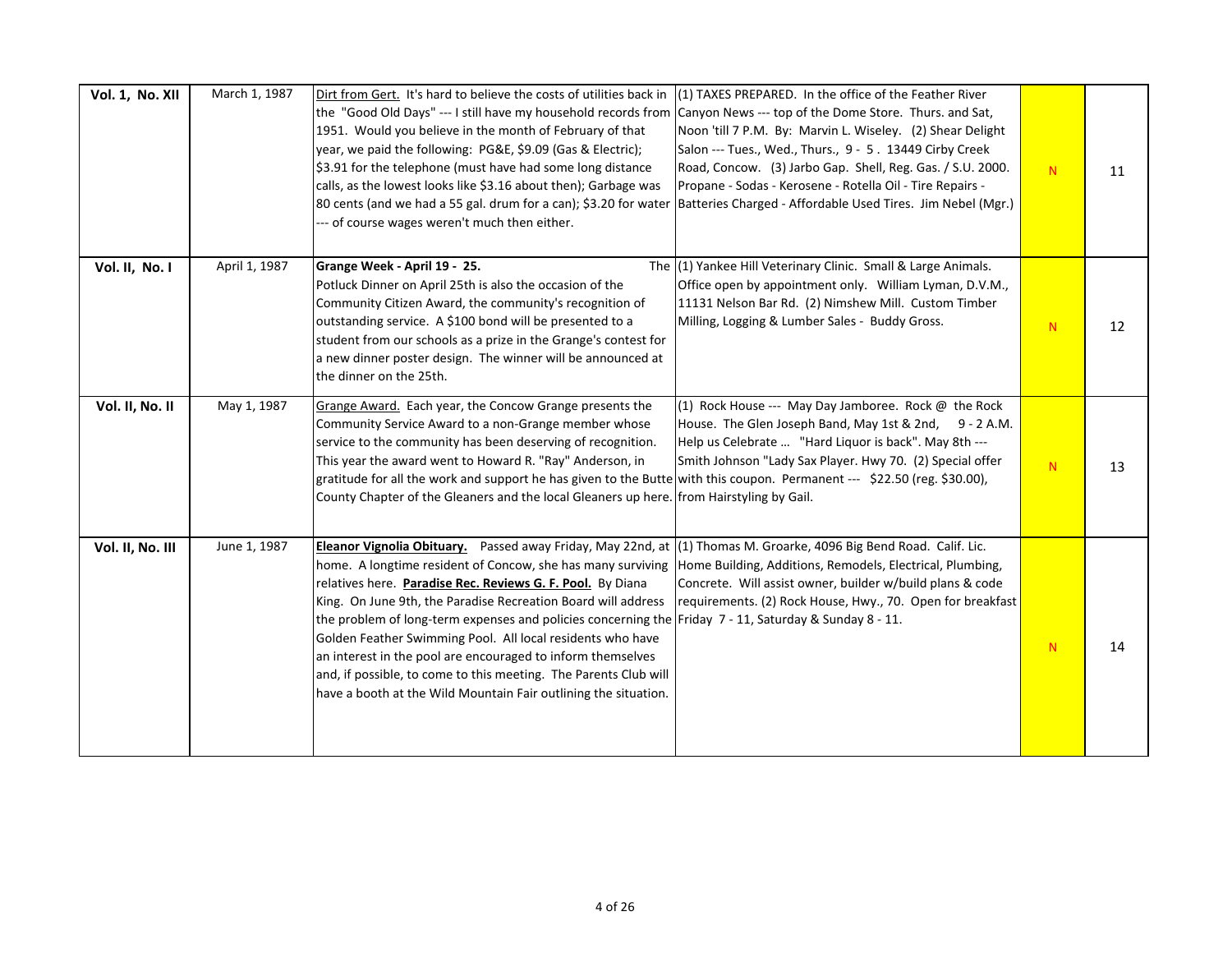| | | | | | |
|---|---|---|---|---|---|
| **Vol. 1, No. XII** | March 1, 1987 | Dirt from Gert. It's hard to believe the costs of utilities back in the "Good Old Days" --- I still have my household records from 1951. Would you believe in the month of February of that year, we paid the following: PG&E, $9.09 (Gas & Electric); $3.91 for the telephone (must have had some long distance calls, as the lowest looks like $3.16 about then); Garbage was 80 cents (and we had a 55 gal. drum for a can); $3.20 for water --- of course wages weren't much then either. | (1) TAXES PREPARED. In the office of the Feather River Canyon News --- top of the Dome Store. Thurs. and Sat, Noon 'till 7 P.M. By: Marvin L. Wiseley. (2) Shear Delight Salon --- Tues., Wed., Thurs., 9 - 5 . 13449 Cirby Creek Road, Concow. (3) Jarbo Gap. Shell, Reg. Gas. / S.U. 2000. Propane - Sodas - Kerosene - Rotella Oil - Tire Repairs - Batteries Charged - Affordable Used Tires. Jim Nebel (Mgr.) | N | 11 |
| **Vol. II, No. I** | April 1, 1987 | **Grange Week - April 19 - 25.** The Potluck Dinner on April 25th is also the occasion of the Community Citizen Award, the community's recognition of outstanding service. A $100 bond will be presented to a student from our schools as a prize in the Grange's contest for a new dinner poster design. The winner will be announced at the dinner on the 25th. | (1) Yankee Hill Veterinary Clinic. Small & Large Animals. Office open by appointment only. William Lyman, D.V.M., 11131 Nelson Bar Rd. (2) Nimshew Mill. Custom Timber Milling, Logging & Lumber Sales - Buddy Gross. | N | 12 |
| **Vol. II, No. II** | May 1, 1987 | Grange Award. Each year, the Concow Grange presents the Community Service Award to a non-Grange member whose service to the community has been deserving of recognition. This year the award went to Howard R. "Ray" Anderson, in gratitude for all the work and support he has given to the Butte County Chapter of the Gleaners and the local Gleaners up here. | (1) Rock House --- May Day Jamboree. Rock @ the Rock House. The Glen Joseph Band, May 1st & 2nd, 9 - 2 A.M. Help us Celebrate … "Hard Liquor is back". May 8th --- Smith Johnson "Lady Sax Player. Hwy 70. (2) Special offer with this coupon. Permanent --- $22.50 (reg. $30.00), from Hairstyling by Gail. | N | 13 |
| **Vol. II, No. III** | June 1, 1987 | **Eleanor Vignolia Obituary.** Passed away Friday, May 22nd, at home. A longtime resident of Concow, she has many surviving relatives here. **Paradise Rec. Reviews G. F. Pool.** By Diana King. On June 9th, the Paradise Recreation Board will address the problem of long-term expenses and policies concerning the Golden Feather Swimming Pool. All local residents who have an interest in the pool are encouraged to inform themselves and, if possible, to come to this meeting. The Parents Club will have a booth at the Wild Mountain Fair outlining the situation. | (1) Thomas M. Groarke, 4096 Big Bend Road. Calif. Lic. Home Building, Additions, Remodels, Electrical, Plumbing, Concrete. Will assist owner, builder w/build plans & code requirements. (2) Rock House, Hwy., 70. Open for breakfast Friday 7 - 11, Saturday & Sunday 8 - 11. | N | 14 |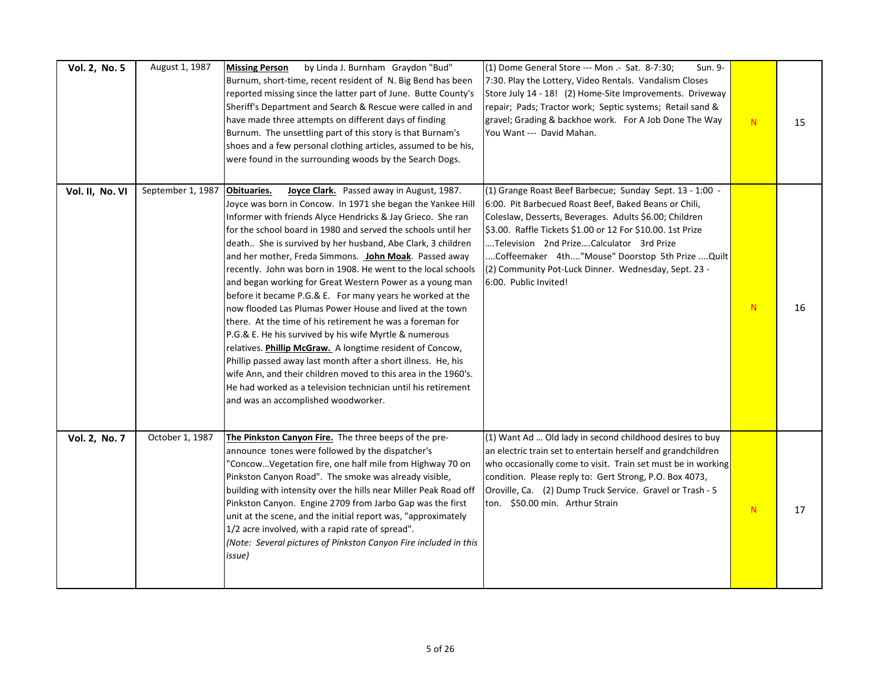| | | | | | |
|---|---|---|---|---|---|
| **Vol. 2, No. 5** | August 1, 1987 | **Missing Person** by Linda J. Burnham Graydon "Bud" Burnum, short-time, recent resident of N. Big Bend has been reported missing since the latter part of June. Butte County's Sheriff's Department and Search & Rescue were called in and have made three attempts on different days of finding Burnum. The unsettling part of this story is that Burnam's shoes and a few personal clothing articles, assumed to be his, were found in the surrounding woods by the Search Dogs. | (1) Dome General Store --- Mon .- Sat. 8-7:30; Sun. 9-7:30. Play the Lottery, Video Rentals. Vandalism Closes Store July 14 - 18! (2) Home-Site Improvements. Driveway repair; Pads; Tractor work; Septic systems; Retail sand & gravel; Grading & backhoe work. For A Job Done The Way You Want --- David Mahan. | N | 15 |
| **Vol. II, No. VI** | September 1, 1987 | **Obituaries.** **Joyce Clark.** Passed away in August, 1987. Joyce was born in Concow. In 1971 she began the Yankee Hill Informer with friends Alyce Hendricks & Jay Grieco. She ran for the school board in 1980 and served the schools until her death.. She is survived by her husband, Abe Clark, 3 children and her mother, Freda Simmons. **John Moak**. Passed away recently. John was born in 1908. He went to the local schools and began working for Great Western Power as a young man before it became P.G.& E. For many years he worked at the now flooded Las Plumas Power House and lived at the town there. At the time of his retirement he was a foreman for P.G.& E. He his survived by his wife Myrtle & numerous relatives. **Phillip McGraw.** A longtime resident of Concow, Phillip passed away last month after a short illness. He, his wife Ann, and their children moved to this area in the 1960's. He had worked as a television technician until his retirement and was an accomplished woodworker. | (1) Grange Roast Beef Barbecue; Sunday Sept. 13 - 1:00 - 6:00. Pit Barbecued Roast Beef, Baked Beans or Chili, Coleslaw, Desserts, Beverages. Adults $6.00; Children $3.00. Raffle Tickets $1.00 or 12 For $10.00. 1st Prize ….Television 2nd Prize….Calculator 3rd Prize ….Coffeemaker 4th...."Mouse" Doorstop 5th Prize ....Quilt (2) Community Pot-Luck Dinner. Wednesday, Sept. 23 - 6:00. Public Invited! | N | 16 |
| **Vol. 2, No. 7** | October 1, 1987 | **The Pinkston Canyon Fire.** The three beeps of the pre-announce tones were followed by the dispatcher's "Concow…Vegetation fire, one half mile from Highway 70 on Pinkston Canyon Road". The smoke was already visible, building with intensity over the hills near Miller Peak Road off Pinkston Canyon. Engine 2709 from Jarbo Gap was the first unit at the scene, and the initial report was, "approximately 1/2 acre involved, with a rapid rate of spread". *(Note: Several pictures of Pinkston Canyon Fire included in this issue)* | (1) Want Ad … Old lady in second childhood desires to buy an electric train set to entertain herself and grandchildren who occasionally come to visit. Train set must be in working condition. Please reply to: Gert Strong, P.O. Box 4073, Oroville, Ca. (2) Dump Truck Service. Gravel or Trash - 5 ton. $50.00 min. Arthur Strain | N | 17 |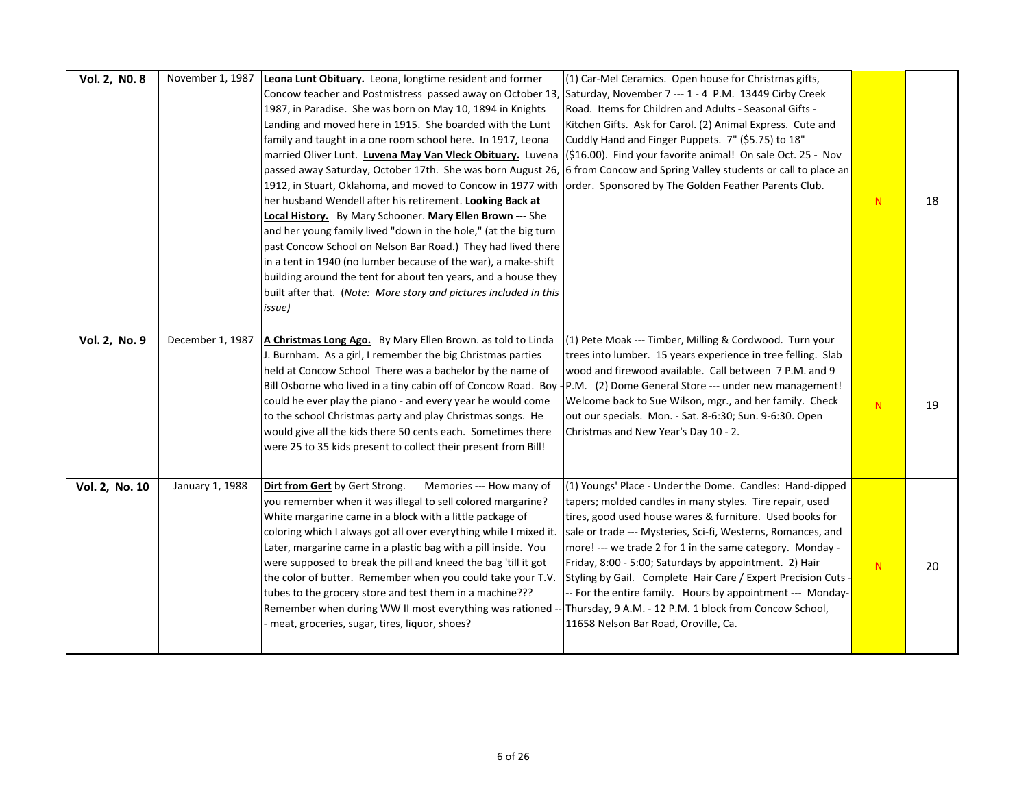| | | | | | |
|---|---|---|---|---|---|
| **Vol. 2, N0. 8** | November 1, 1987 | **Leona Lunt Obituary.** Leona, longtime resident and former Concow teacher and Postmistress passed away on October 13, 1987, in Paradise. She was born on May 10, 1894 in Knights Landing and moved here in 1915. She boarded with the Lunt family and taught in a one room school here. In 1917, Leona married Oliver Lunt. **Luvena May Van Vleck Obituary.** Luvena passed away Saturday, October 17th. She was born August 26, 1912, in Stuart, Oklahoma, and moved to Concow in 1977 with her husband Wendell after his retirement. **Looking Back at Local History.** By Mary Schooner. **Mary Ellen Brown ---** She and her young family lived "down in the hole," (at the big turn past Concow School on Nelson Bar Road.) They had lived there in a tent in 1940 (no lumber because of the war), a make-shift building around the tent for about ten years, and a house they built after that. (*Note: More story and pictures included in this issue*) | (1) Car-Mel Ceramics. Open house for Christmas gifts, Saturday, November 7 --- 1 - 4 P.M. 13449 Cirby Creek Road. Items for Children and Adults - Seasonal Gifts - Kitchen Gifts. Ask for Carol. (2) Animal Express. Cute and Cuddly Hand and Finger Puppets. 7" ($5.75) to 18" ($16.00). Find your favorite animal! On sale Oct. 25 - Nov 6 from Concow and Spring Valley students or call to place an order. Sponsored by The Golden Feather Parents Club. | N | 18 |
| **Vol. 2, No. 9** | December 1, 1987 | **A Christmas Long Ago.** By Mary Ellen Brown. as told to Linda J. Burnham. As a girl, I remember the big Christmas parties held at Concow School There was a bachelor by the name of Bill Osborne who lived in a tiny cabin off of Concow Road. Boy - could he ever play the piano - and every year he would come to the school Christmas party and play Christmas songs. He would give all the kids there 50 cents each. Sometimes there were 25 to 35 kids present to collect their present from Bill! | (1) Pete Moak --- Timber, Milling & Cordwood. Turn your trees into lumber. 15 years experience in tree felling. Slab wood and firewood available. Call between 7 P.M. and 9 P.M. (2) Dome General Store --- under new management! Welcome back to Sue Wilson, mgr., and her family. Check out our specials. Mon. - Sat. 8-6:30; Sun. 9-6:30. Open Christmas and New Year's Day 10 - 2. | N | 19 |
| **Vol. 2, No. 10** | January 1, 1988 | **Dirt from Gert** by Gert Strong. Memories --- How many of you remember when it was illegal to sell colored margarine? White margarine came in a block with a little package of coloring which I always got all over everything while I mixed it. Later, margarine came in a plastic bag with a pill inside. You were supposed to break the pill and kneed the bag 'till it got the color of butter. Remember when you could take your T.V. tubes to the grocery store and test them in a machine??? Remember when during WW II most everything was rationed -- - meat, groceries, sugar, tires, liquor, shoes? | (1) Youngs' Place - Under the Dome. Candles: Hand-dipped tapers; molded candles in many styles. Tire repair, used tires, good used house wares & furniture. Used books for sale or trade --- Mysteries, Sci-fi, Westerns, Romances, and more! --- we trade 2 for 1 in the same category. Monday - Friday, 8:00 - 5:00; Saturdays by appointment. 2) Hair Styling by Gail. Complete Hair Care / Expert Precision Cuts --- For the entire family. Hours by appointment --- Monday-Thursday, 9 A.M. - 12 P.M. 1 block from Concow School, 11658 Nelson Bar Road, Oroville, Ca. | N | 20 |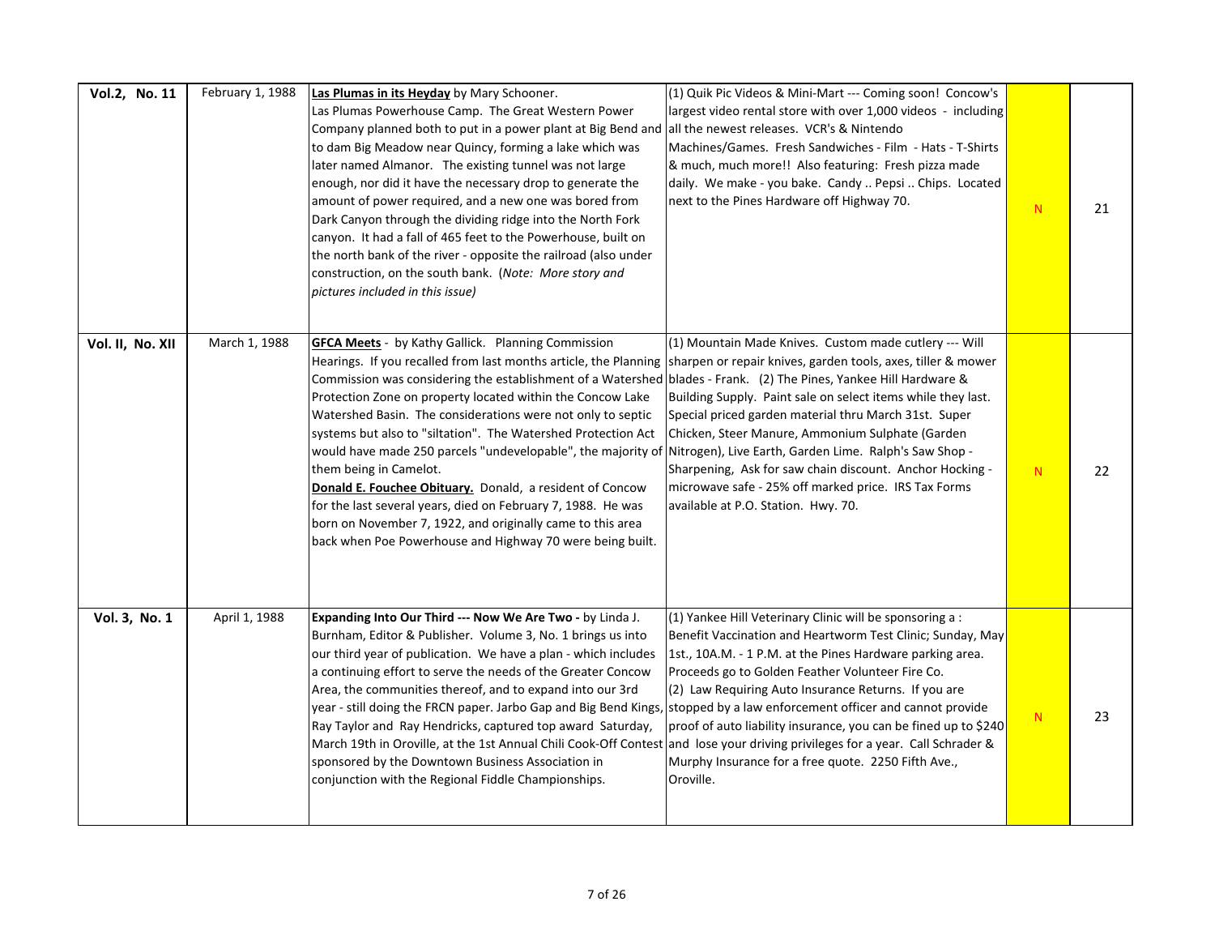| | | | | | |
|---|---|---|---|---|---|
| **Vol.2, No. 11** | February 1, 1988 | **Las Plumas in its Heyday** by Mary Schooner. Las Plumas Powerhouse Camp. The Great Western Power Company planned both to put in a power plant at Big Bend and to dam Big Meadow near Quincy, forming a lake which was later named Almanor. The existing tunnel was not large enough, nor did it have the necessary drop to generate the amount of power required, and a new one was bored from Dark Canyon through the dividing ridge into the North Fork canyon. It had a fall of 465 feet to the Powerhouse, built on the north bank of the river - opposite the railroad (also under construction, on the south bank. (*Note: More story and pictures included in this issue)* | (1) Quik Pic Videos & Mini-Mart --- Coming soon! Concow's largest video rental store with over 1,000 videos - including all the newest releases. VCR's & Nintendo Machines/Games. Fresh Sandwiches - Film - Hats - T-Shirts & much, much more!! Also featuring: Fresh pizza made daily. We make - you bake. Candy .. Pepsi .. Chips. Located next to the Pines Hardware off Highway 70. | N | 21 |
| **Vol. II, No. XII** | March 1, 1988 | **GFCA Meets** - by Kathy Gallick. Planning Commission Hearings. If you recalled from last months article, the Planning Commission was considering the establishment of a Watershed Protection Zone on property located within the Concow Lake Watershed Basin. The considerations were not only to septic systems but also to "siltation". The Watershed Protection Act would have made 250 parcels "undevelopable", the majority of them being in Camelot. **Donald E. Fouchee Obituary.** Donald, a resident of Concow for the last several years, died on February 7, 1988. He was born on November 7, 1922, and originally came to this area back when Poe Powerhouse and Highway 70 were being built. | (1) Mountain Made Knives. Custom made cutlery --- Will sharpen or repair knives, garden tools, axes, tiller & mower blades - Frank. (2) The Pines, Yankee Hill Hardware & Building Supply. Paint sale on select items while they last. Special priced garden material thru March 31st. Super Chicken, Steer Manure, Ammonium Sulphate (Garden Nitrogen), Live Earth, Garden Lime. Ralph's Saw Shop - Sharpening, Ask for saw chain discount. Anchor Hocking - microwave safe - 25% off marked price. IRS Tax Forms available at P.O. Station. Hwy. 70. | N | 22 |
| **Vol. 3, No. 1** | April 1, 1988 | **Expanding Into Our Third --- Now We Are Two -** by Linda J. Burnham, Editor & Publisher. Volume 3, No. 1 brings us into our third year of publication. We have a plan - which includes a continuing effort to serve the needs of the Greater Concow Area, the communities thereof, and to expand into our 3rd year - still doing the FRCN paper. Jarbo Gap and Big Bend Kings, Ray Taylor and Ray Hendricks, captured top award Saturday, March 19th in Oroville, at the 1st Annual Chili Cook-Off Contest sponsored by the Downtown Business Association in conjunction with the Regional Fiddle Championships. | (1) Yankee Hill Veterinary Clinic will be sponsoring a : Benefit Vaccination and Heartworm Test Clinic; Sunday, May 1st., 10A.M. - 1 P.M. at the Pines Hardware parking area. Proceeds go to Golden Feather Volunteer Fire Co. (2) Law Requiring Auto Insurance Returns. If you are stopped by a law enforcement officer and cannot provide proof of auto liability insurance, you can be fined up to $240 and lose your driving privileges for a year. Call Schrader & Murphy Insurance for a free quote. 2250 Fifth Ave., Oroville. | N | 23 |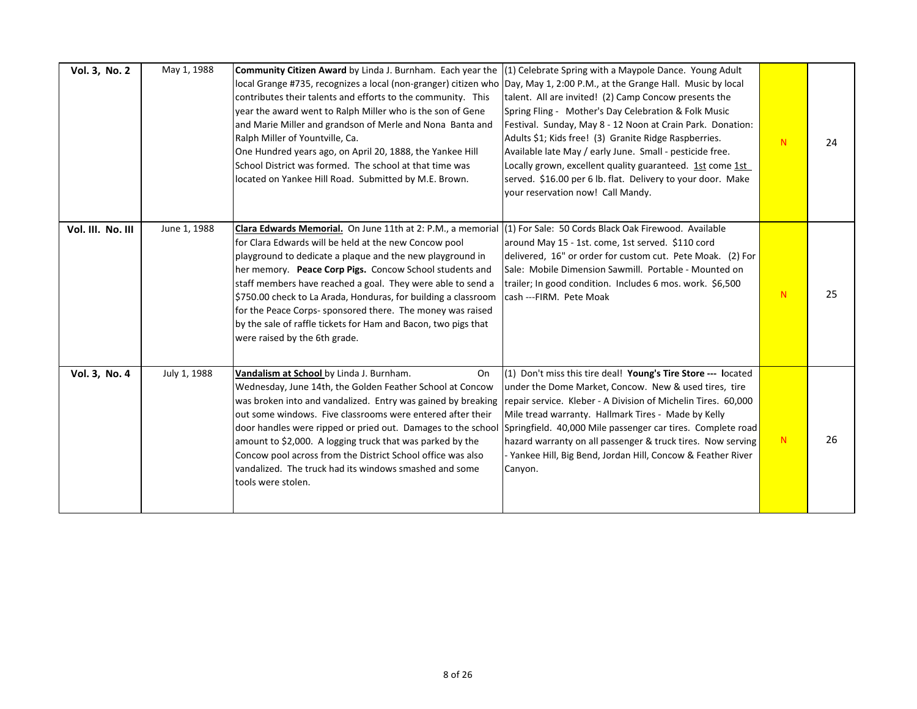| | | | | | |
|---|---|---|---|---|---|
| **Vol. 3, No. 2** | May 1, 1988 | **Community Citizen Award** by Linda J. Burnham. Each year the local Grange #735, recognizes a local (non-granger) citizen who contributes their talents and efforts to the community. This year the award went to Ralph Miller who is the son of Gene and Marie Miller and grandson of Merle and Nona Banta and Ralph Miller of Yountville, Ca. One Hundred years ago, on April 20, 1888, the Yankee Hill School District was formed. The school at that time was located on Yankee Hill Road. Submitted by M.E. Brown. | (1) Celebrate Spring with a Maypole Dance. Young Adult Day, May 1, 2:00 P.M., at the Grange Hall. Music by local talent. All are invited! (2) Camp Concow presents the Spring Fling - Mother's Day Celebration & Folk Music Festival. Sunday, May 8 - 12 Noon at Crain Park. Donation: Adults $1; Kids free! (3) Granite Ridge Raspberries. Available late May / early June. Small - pesticide free. Locally grown, excellent quality guaranteed. 1st come 1st served. $16.00 per 6 lb. flat. Delivery to your door. Make your reservation now! Call Mandy. | N | 24 |
| **Vol. III. No. III** | June 1, 1988 | **Clara Edwards Memorial.** On June 11th at 2: P.M., a memorial for Clara Edwards will be held at the new Concow pool playground to dedicate a plaque and the new playground in her memory. **Peace Corp Pigs.** Concow School students and staff members have reached a goal. They were able to send a $750.00 check to La Arada, Honduras, for building a classroom for the Peace Corps- sponsored there. The money was raised by the sale of raffle tickets for Ham and Bacon, two pigs that were raised by the 6th grade. | (1) For Sale: 50 Cords Black Oak Firewood. Available around May 15 - 1st. come, 1st served. $110 cord delivered, 16" or order for custom cut. Pete Moak. (2) For Sale: Mobile Dimension Sawmill. Portable - Mounted on trailer; In good condition. Includes 6 mos. work. $6,500 cash ---FIRM. Pete Moak | N | 25 |
| **Vol. 3, No. 4** | July 1, 1988 | **Vandalism at School** by Linda J. Burnham. On Wednesday, June 14th, the Golden Feather School at Concow was broken into and vandalized. Entry was gained by breaking out some windows. Five classrooms were entered after their door handles were ripped or pried out. Damages to the school amount to $2,000. A logging truck that was parked by the Concow pool across from the District School office was also vandalized. The truck had its windows smashed and some tools were stolen. | (1) Don't miss this tire deal! **Young's Tire Store ---** located under the Dome Market, Concow. New & used tires, tire repair service. Kleber - A Division of Michelin Tires. 60,000 Mile tread warranty. Hallmark Tires - Made by Kelly Springfield. 40,000 Mile passenger car tires. Complete road hazard warranty on all passenger & truck tires. Now serving - Yankee Hill, Big Bend, Jordan Hill, Concow & Feather River Canyon. | N | 26 |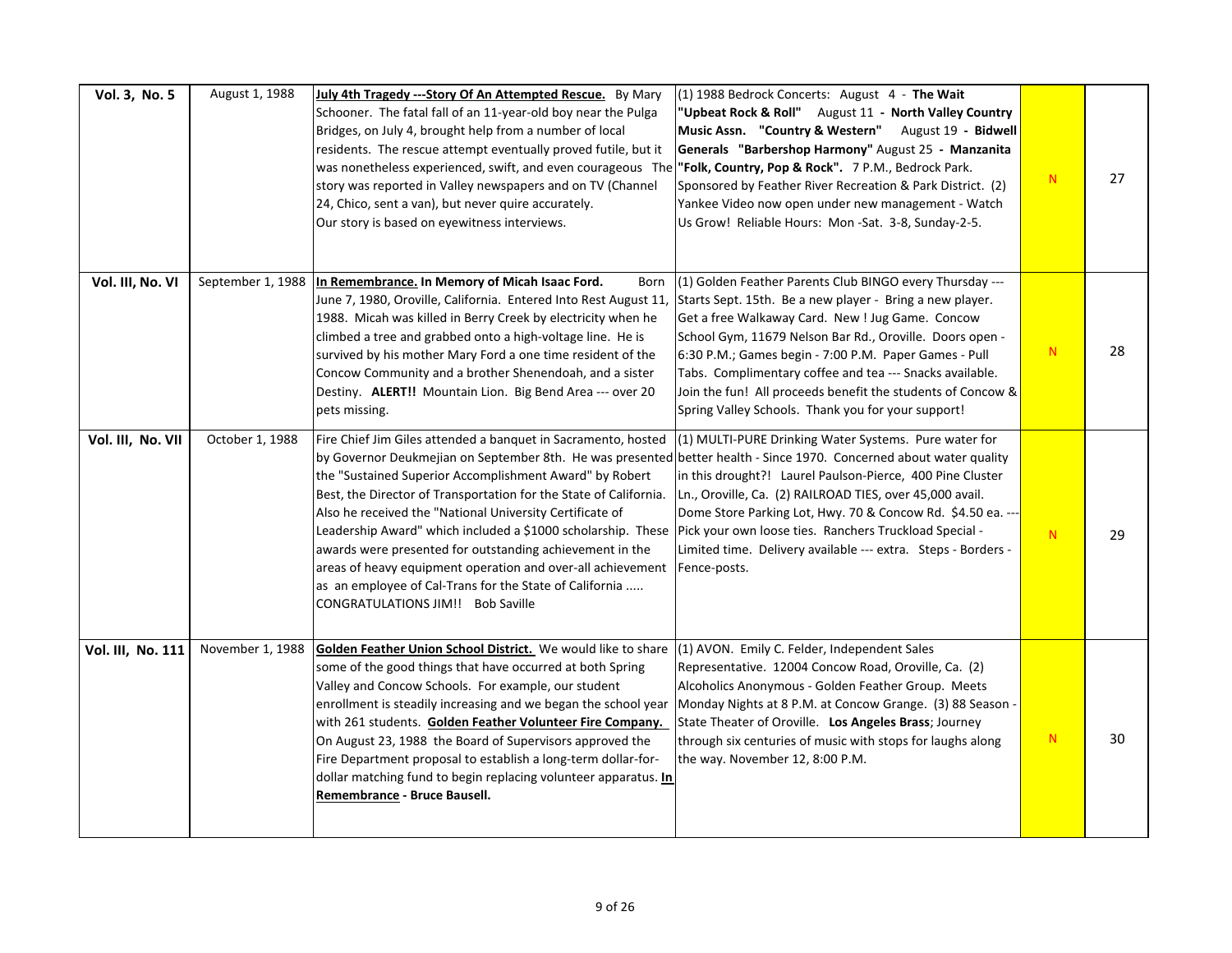| **Vol. 3, No. 5** | August 1, 1988 | **July 4th Tragedy ---Story Of An Attempted Rescue.** By Mary Schooner. The fatal fall of an 11-year-old boy near the Pulga Bridges, on July 4, brought help from a number of local residents. The rescue attempt eventually proved futile, but it was nonetheless experienced, swift, and even courageous The story was reported in Valley newspapers and on TV (Channel 24, Chico, sent a van), but never quire accurately. Our story is based on eyewitness interviews. | (1) 1988 Bedrock Concerts: August 4 - **The Wait "Upbeat Rock & Roll"** August 11 **- North Valley Country Music Assn. "Country & Western"** August 19 **- Bidwell Generals "Barbershop Harmony"** August 25 **- Manzanita "Folk, Country, Pop & Rock".** 7 P.M., Bedrock Park. Sponsored by Feather River Recreation & Park District. (2) Yankee Video now open under new management - Watch Us Grow! Reliable Hours: Mon -Sat. 3-8, Sunday-2-5. | N | 27 |
|---|---|---|---|---|---|
| **Vol. III, No. VI** | September 1, 1988 | **In Remembrance. In Memory of Micah Isaac Ford.** Born June 7, 1980, Oroville, California. Entered Into Rest August 11, 1988. Micah was killed in Berry Creek by electricity when he climbed a tree and grabbed onto a high-voltage line. He is survived by his mother Mary Ford a one time resident of the Concow Community and a brother Shenendoah, and a sister Destiny. **ALERT!!** Mountain Lion. Big Bend Area --- over 20 pets missing. | (1) Golden Feather Parents Club BINGO every Thursday --- Starts Sept. 15th. Be a new player - Bring a new player. Get a free Walkaway Card. New ! Jug Game. Concow School Gym, 11679 Nelson Bar Rd., Oroville. Doors open - 6:30 P.M.; Games begin - 7:00 P.M. Paper Games - Pull Tabs. Complimentary coffee and tea --- Snacks available. Join the fun! All proceeds benefit the students of Concow & Spring Valley Schools. Thank you for your support! | N | 28 |
| **Vol. III, No. VII** | October 1, 1988 | Fire Chief Jim Giles attended a banquet in Sacramento, hosted by Governor Deukmejian on September 8th. He was presented the "Sustained Superior Accomplishment Award" by Robert Best, the Director of Transportation for the State of California. Also he received the "National University Certificate of Leadership Award" which included a $1000 scholarship. These awards were presented for outstanding achievement in the areas of heavy equipment operation and over-all achievement as an employee of Cal-Trans for the State of California ..... CONGRATULATIONS JIM!! Bob Saville | (1) MULTI-PURE Drinking Water Systems. Pure water for better health - Since 1970. Concerned about water quality in this drought?! Laurel Paulson-Pierce, 400 Pine Cluster Ln., Oroville, Ca. (2) RAILROAD TIES, over 45,000 avail. Dome Store Parking Lot, Hwy. 70 & Concow Rd. $4.50 ea. --- Pick your own loose ties. Ranchers Truckload Special - Limited time. Delivery available --- extra. Steps - Borders - Fence-posts. | N | 29 |
| **Vol. III, No. 111** | November 1, 1988 | **Golden Feather Union School District.** We would like to share some of the good things that have occurred at both Spring Valley and Concow Schools. For example, our student enrollment is steadily increasing and we began the school year with 261 students. **Golden Feather Volunteer Fire Company.** On August 23, 1988 the Board of Supervisors approved the Fire Department proposal to establish a long-term dollar-for-dollar matching fund to begin replacing volunteer apparatus. **In Remembrance - Bruce Bausell.** | (1) AVON. Emily C. Felder, Independent Sales Representative. 12004 Concow Road, Oroville, Ca. (2) Alcoholics Anonymous - Golden Feather Group. Meets Monday Nights at 8 P.M. at Concow Grange. (3) 88 Season - State Theater of Oroville. **Los Angeles Brass**; Journey through six centuries of music with stops for laughs along the way. November 12, 8:00 P.M. | N | 30 |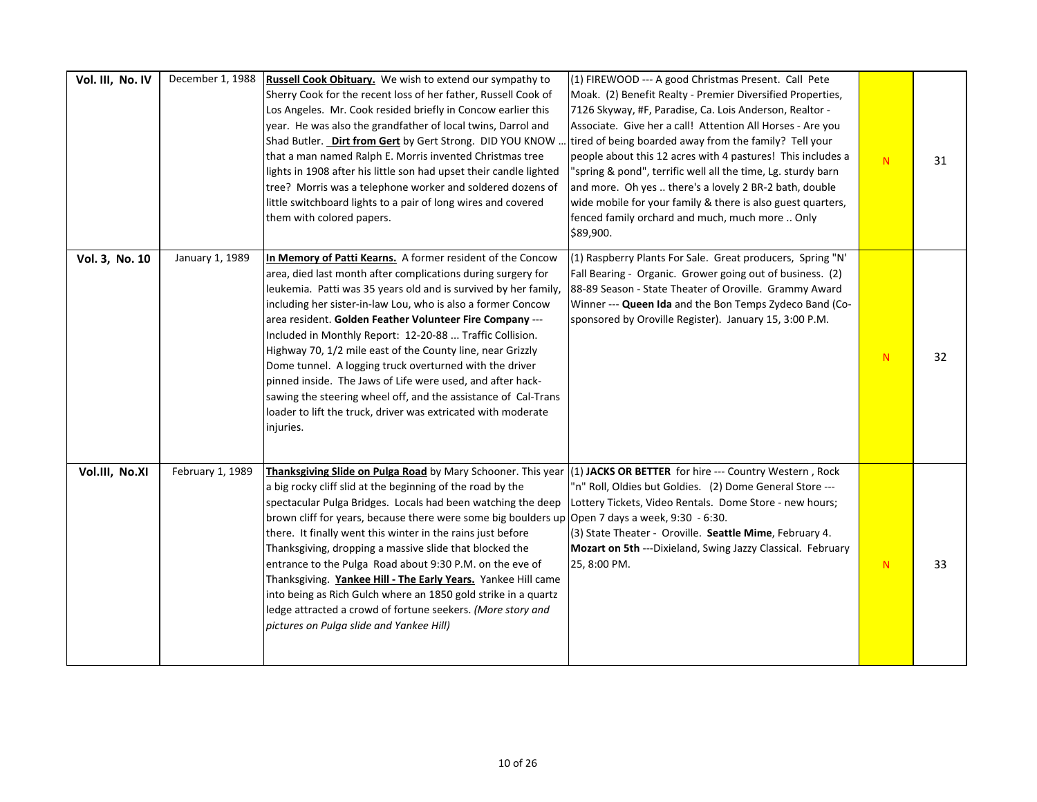| Vol. III, No. IV | December 1, 1988 | **Russell Cook Obituary.** We wish to extend our sympathy to Sherry Cook for the recent loss of her father, Russell Cook of Los Angeles. Mr. Cook resided briefly in Concow earlier this year. He was also the grandfather of local twins, Darrol and Shad Butler. **Dirt from Gert** by Gert Strong. DID YOU KNOW ... that a man named Ralph E. Morris invented Christmas tree lights in 1908 after his little son had upset their candle lighted tree? Morris was a telephone worker and soldered dozens of little switchboard lights to a pair of long wires and covered them with colored papers. | (1) FIREWOOD --- A good Christmas Present. Call Pete Moak. (2) Benefit Realty - Premier Diversified Properties, 7126 Skyway, #F, Paradise, Ca. Lois Anderson, Realtor - Associate. Give her a call! Attention All Horses - Are you tired of being boarded away from the family? Tell your people about this 12 acres with 4 pastures! This includes a "spring & pond", terrific well all the time, Lg. sturdy barn and more. Oh yes .. there's a lovely 2 BR-2 bath, double wide mobile for your family & there is also guest quarters, fenced family orchard and much, much more .. Only $89,900. | N | 31 |
|---|---|---|---|---|---|
| **Vol. 3, No. 10** | January 1, 1989 | **In Memory of Patti Kearns.** A former resident of the Concow area, died last month after complications during surgery for leukemia. Patti was 35 years old and is survived by her family, including her sister-in-law Lou, who is also a former Concow area resident. **Golden Feather Volunteer Fire Company** --- Included in Monthly Report: 12-20-88 ... Traffic Collision. Highway 70, 1/2 mile east of the County line, near Grizzly Dome tunnel. A logging truck overturned with the driver pinned inside. The Jaws of Life were used, and after hack-sawing the steering wheel off, and the assistance of Cal-Trans loader to lift the truck, driver was extricated with moderate injuries. | (1) Raspberry Plants For Sale. Great producers, Spring "N' Fall Bearing - Organic. Grower going out of business. (2) 88-89 Season - State Theater of Oroville. Grammy Award Winner --- **Queen Ida** and the Bon Temps Zydeco Band (Co-sponsored by Oroville Register). January 15, 3:00 P.M. | N | 32 |
| **Vol.III, No.XI** | February 1, 1989 | **Thanksgiving Slide on Pulga Road** by Mary Schooner. This year a big rocky cliff slid at the beginning of the road by the spectacular Pulga Bridges. Locals had been watching the deep brown cliff for years, because there were some big boulders up there. It finally went this winter in the rains just before Thanksgiving, dropping a massive slide that blocked the entrance to the Pulga Road about 9:30 P.M. on the eve of Thanksgiving. **Yankee Hill - The Early Years.** Yankee Hill came into being as Rich Gulch where an 1850 gold strike in a quartz ledge attracted a crowd of fortune seekers. *(More story and pictures on Pulga slide and Yankee Hill)* | (1) **JACKS OR BETTER** for hire --- Country Western , Rock "n" Roll, Oldies but Goldies. (2) Dome General Store --- Lottery Tickets, Video Rentals. Dome Store - new hours; Open 7 days a week, 9:30 - 6:30. (3) State Theater - Oroville. **Seattle Mime**, February 4. **Mozart on 5th** ---Dixieland, Swing Jazzy Classical. February 25, 8:00 PM. | N | 33 |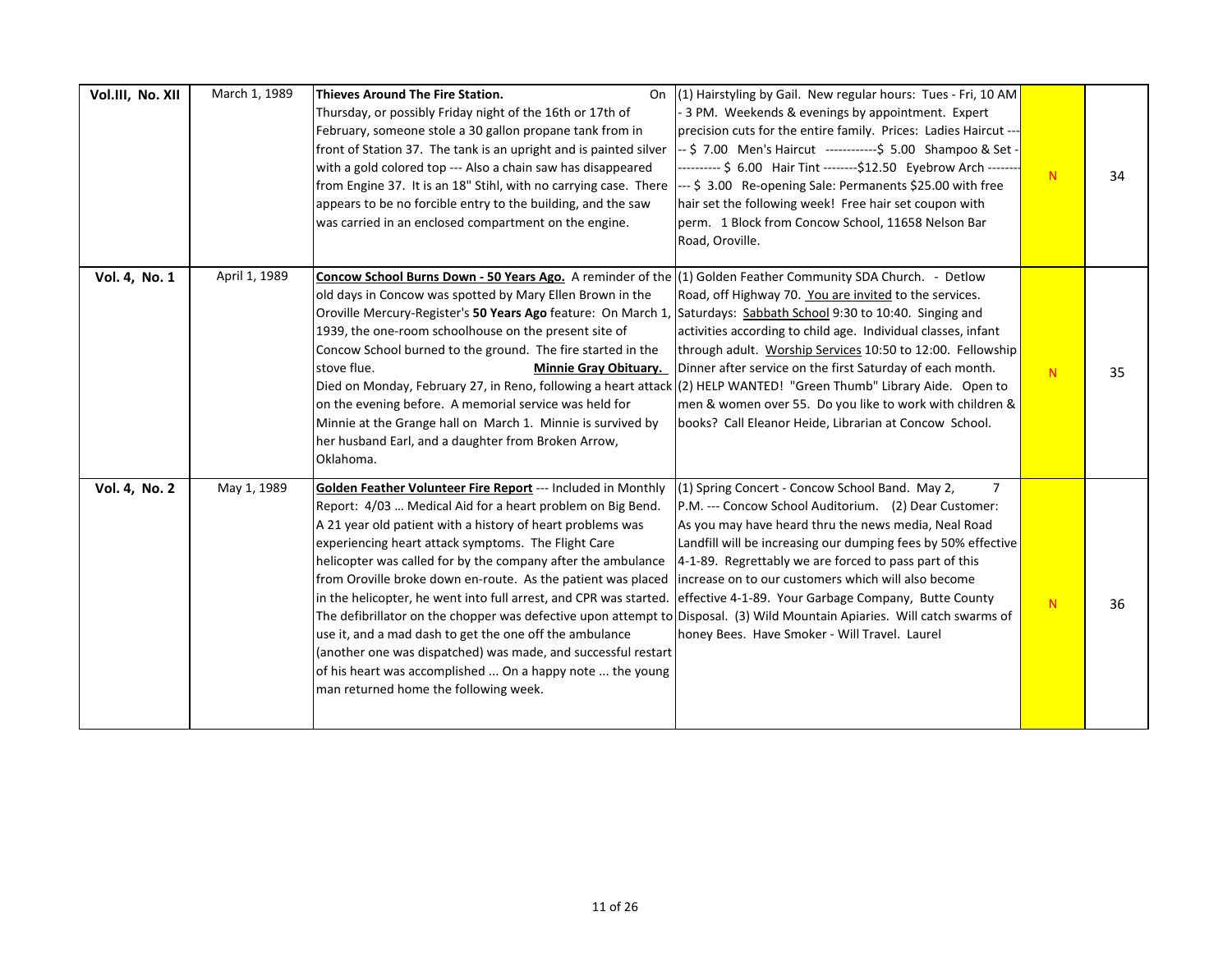| Vol.III, No. XII | March 1, 1989 | **Thieves Around The Fire Station.** On Thursday, or possibly Friday night of the 16th or 17th of February, someone stole a 30 gallon propane tank from in front of Station 37. The tank is an upright and is painted silver with a gold colored top --- Also a chain saw has disappeared from Engine 37. It is an 18" Stihl, with no carrying case. There appears to be no forcible entry to the building, and the saw was carried in an enclosed compartment on the engine. | (1) Hairstyling by Gail. New regular hours: Tues - Fri, 10 AM - 3 PM. Weekends & evenings by appointment. Expert precision cuts for the entire family. Prices: Ladies Haircut ----- $ 7.00 Men's Haircut ------------$ 5.00 Shampoo & Set ----------- $ 6.00 Hair Tint --------$12.50 Eyebrow Arch ---------- $ 3.00 Re-opening Sale: Permanents $25.00 with free hair set the following week! Free hair set coupon with perm. 1 Block from Concow School, 11658 Nelson Bar Road, Oroville. | N | 34 |
|---|---|---|---|---|---|
| **Vol. 4, No. 1** | April 1, 1989 | **Concow School Burns Down - 50 Years Ago.** A reminder of the old days in Concow was spotted by Mary Ellen Brown in the Oroville Mercury-Register's **50 Years Ago** feature: On March 1, 1939, the one-room schoolhouse on the present site of Concow School burned to the ground. The fire started in the stove flue. **Minnie Gray Obituary.** Died on Monday, February 27, in Reno, following a heart attack on the evening before. A memorial service was held for Minnie at the Grange hall on March 1. Minnie is survived by her husband Earl, and a daughter from Broken Arrow, Oklahoma. | (1) Golden Feather Community SDA Church. - Detlow Road, off Highway 70. You are invited to the services. Saturdays: Sabbath School 9:30 to 10:40. Singing and activities according to child age. Individual classes, infant through adult. Worship Services 10:50 to 12:00. Fellowship Dinner after service on the first Saturday of each month. (2) HELP WANTED! "Green Thumb" Library Aide. Open to men & women over 55. Do you like to work with children & books? Call Eleanor Heide, Librarian at Concow School. | N | 35 |
| **Vol. 4, No. 2** | May 1, 1989 | **Golden Feather Volunteer Fire Report** --- Included in Monthly Report: 4/03 … Medical Aid for a heart problem on Big Bend. A 21 year old patient with a history of heart problems was experiencing heart attack symptoms. The Flight Care helicopter was called for by the company after the ambulance from Oroville broke down en-route. As the patient was placed in the helicopter, he went into full arrest, and CPR was started. The defibrillator on the chopper was defective upon attempt to use it, and a mad dash to get the one off the ambulance (another one was dispatched) was made, and successful restart of his heart was accomplished ... On a happy note ... the young man returned home the following week. | (1) Spring Concert - Concow School Band. May 2, 7 P.M. --- Concow School Auditorium. (2) Dear Customer: As you may have heard thru the news media, Neal Road Landfill will be increasing our dumping fees by 50% effective 4-1-89. Regrettably we are forced to pass part of this increase on to our customers which will also become effective 4-1-89. Your Garbage Company, Butte County Disposal. (3) Wild Mountain Apiaries. Will catch swarms of honey Bees. Have Smoker - Will Travel. Laurel | N | 36 |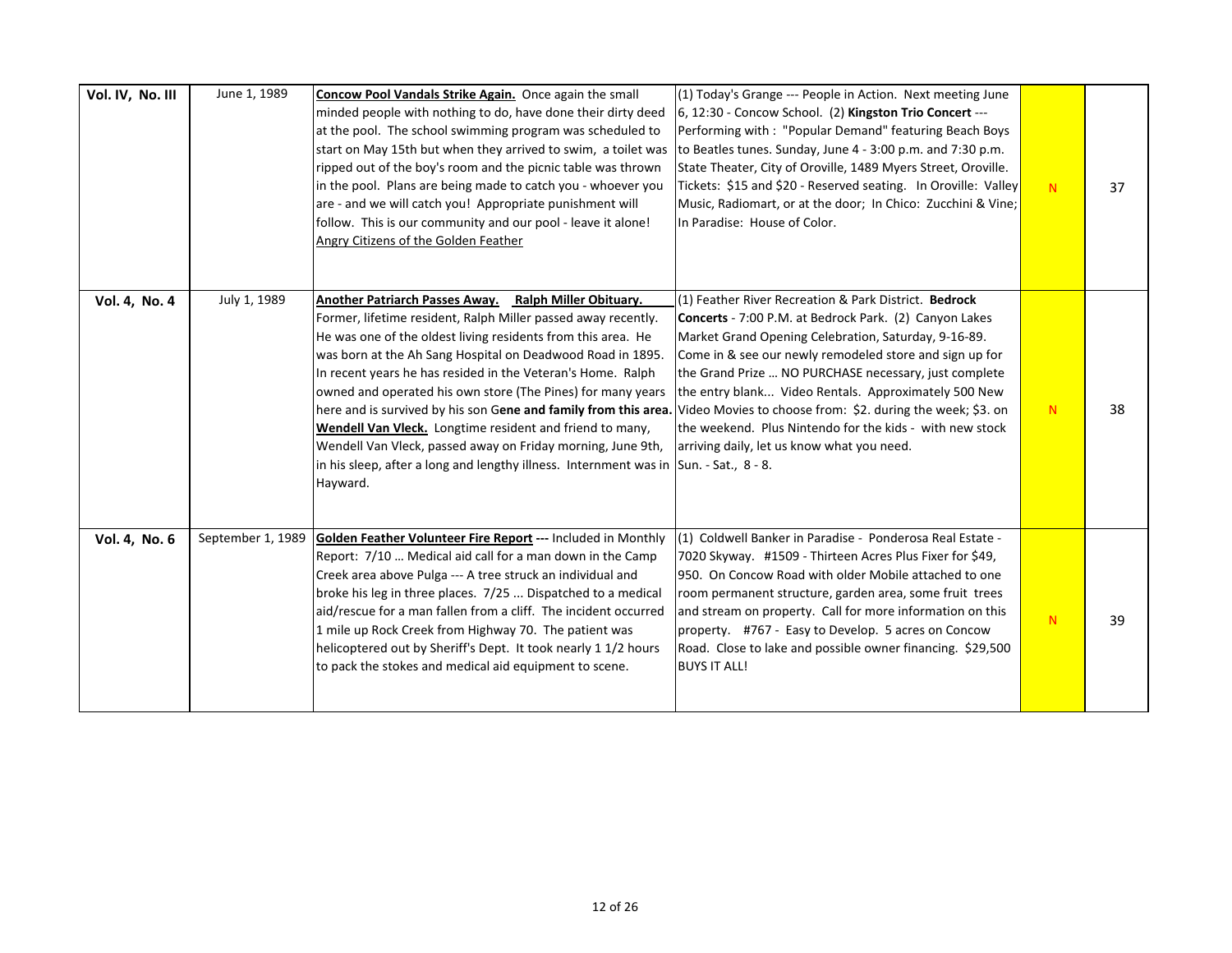| | | | | | |
|---|---|---|---|---|---|
| **Vol. IV, No. III** | June 1, 1989 | **Concow Pool Vandals Strike Again.** Once again the small minded people with nothing to do, have done their dirty deed at the pool. The school swimming program was scheduled to start on May 15th but when they arrived to swim, a toilet was ripped out of the boy's room and the picnic table was thrown in the pool. Plans are being made to catch you - whoever you are - and we will catch you! Appropriate punishment will follow. This is our community and our pool - leave it alone! Angry Citizens of the Golden Feather | (1) Today's Grange --- People in Action. Next meeting June 6, 12:30 - Concow School. (2) **Kingston Trio Concert** --- Performing with : "Popular Demand" featuring Beach Boys to Beatles tunes. Sunday, June 4 - 3:00 p.m. and 7:30 p.m. State Theater, City of Oroville, 1489 Myers Street, Oroville. Tickets: $15 and $20 - Reserved seating. In Oroville: Valley Music, Radiomart, or at the door; In Chico: Zucchini & Vine; In Paradise: House of Color. | N | 37 |
| **Vol. 4, No. 4** | July 1, 1989 | **Another Patriarch Passes Away. Ralph Miller Obituary.** Former, lifetime resident, Ralph Miller passed away recently. He was one of the oldest living residents from this area. He was born at the Ah Sang Hospital on Deadwood Road in 1895. In recent years he has resided in the Veteran's Home. Ralph owned and operated his own store (The Pines) for many years here and is survived by his son G**ene and family from this area.** **Wendell Van Vleck.** Longtime resident and friend to many, Wendell Van Vleck, passed away on Friday morning, June 9th, in his sleep, after a long and lengthy illness. Internment was in Hayward. | (1) Feather River Recreation & Park District. **Bedrock Concerts** - 7:00 P.M. at Bedrock Park. (2) Canyon Lakes Market Grand Opening Celebration, Saturday, 9-16-89. Come in & see our newly remodeled store and sign up for the Grand Prize … NO PURCHASE necessary, just complete the entry blank... Video Rentals. Approximately 500 New Video Movies to choose from: $2. during the week; $3. on the weekend. Plus Nintendo for the kids - with new stock arriving daily, let us know what you need. Sun. - Sat., 8 - 8. | N | 38 |
| **Vol. 4, No. 6** | September 1, 1989 | **Golden Feather Volunteer Fire Report ---** Included in Monthly Report: 7/10 … Medical aid call for a man down in the Camp Creek area above Pulga --- A tree struck an individual and broke his leg in three places. 7/25 ... Dispatched to a medical aid/rescue for a man fallen from a cliff. The incident occurred 1 mile up Rock Creek from Highway 70. The patient was helicoptered out by Sheriff's Dept. It took nearly 1 1/2 hours to pack the stokes and medical aid equipment to scene. | (1) Coldwell Banker in Paradise - Ponderosa Real Estate - 7020 Skyway. #1509 - Thirteen Acres Plus Fixer for $49, 950. On Concow Road with older Mobile attached to one room permanent structure, garden area, some fruit trees and stream on property. Call for more information on this property. #767 - Easy to Develop. 5 acres on Concow Road. Close to lake and possible owner financing. $29,500 BUYS IT ALL! | N | 39 |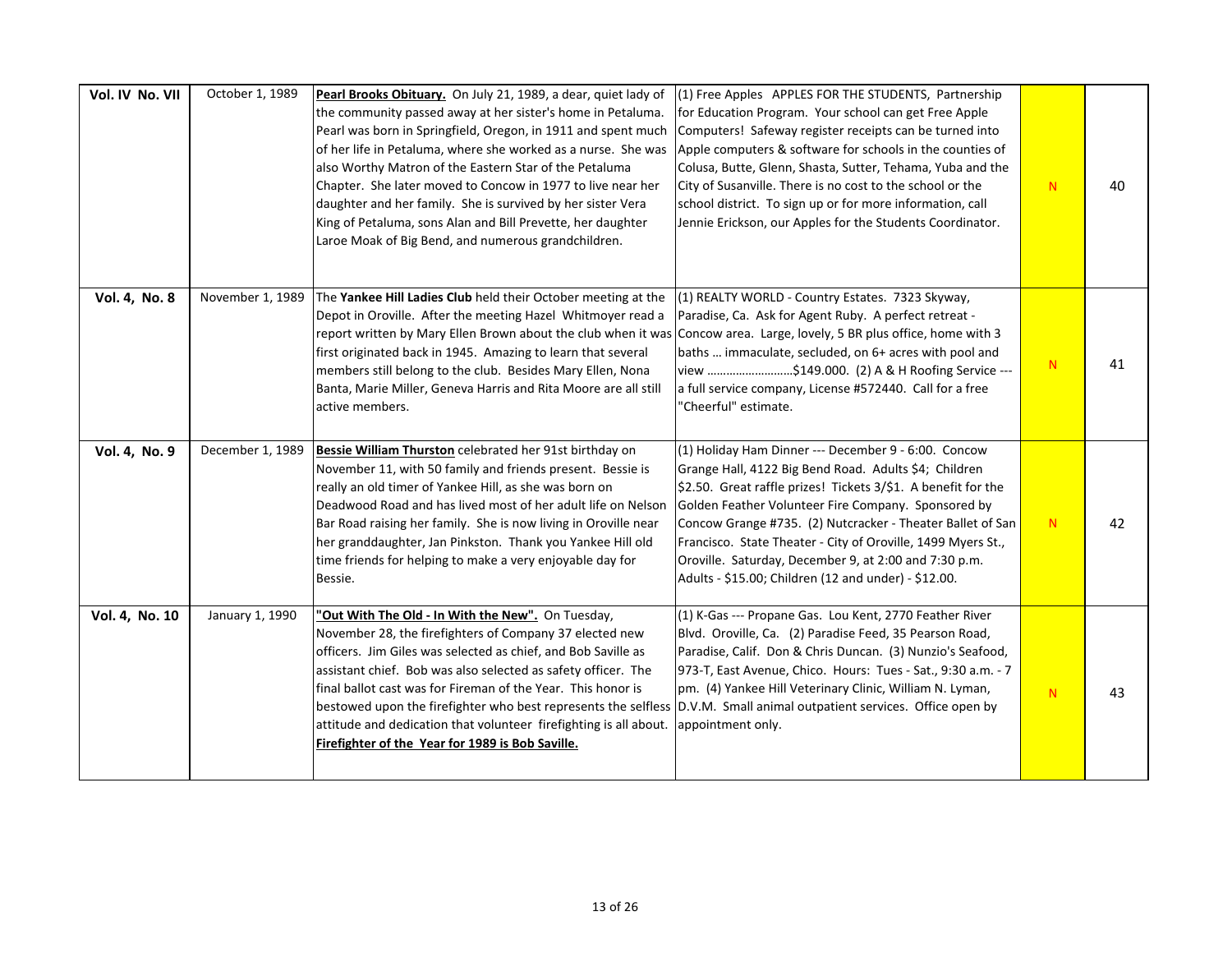| | | | | | |
|---|---|---|---|---|---|
| **Vol. IV No. VII** | October 1, 1989 | **Pearl Brooks Obituary.** On July 21, 1989, a dear, quiet lady of the community passed away at her sister's home in Petaluma. Pearl was born in Springfield, Oregon, in 1911 and spent much of her life in Petaluma, where she worked as a nurse. She was also Worthy Matron of the Eastern Star of the Petaluma Chapter. She later moved to Concow in 1977 to live near her daughter and her family. She is survived by her sister Vera King of Petaluma, sons Alan and Bill Prevette, her daughter Laroe Moak of Big Bend, and numerous grandchildren. | (1) Free Apples APPLES FOR THE STUDENTS, Partnership for Education Program. Your school can get Free Apple Computers! Safeway register receipts can be turned into Apple computers & software for schools in the counties of Colusa, Butte, Glenn, Shasta, Sutter, Tehama, Yuba and the City of Susanville. There is no cost to the school or the school district. To sign up or for more information, call Jennie Erickson, our Apples for the Students Coordinator. | N | 40 |
| **Vol. 4, No. 8** | November 1, 1989 | The **Yankee Hill Ladies Club** held their October meeting at the Depot in Oroville. After the meeting Hazel Whitmoyer read a report written by Mary Ellen Brown about the club when it was first originated back in 1945. Amazing to learn that several members still belong to the club. Besides Mary Ellen, Nona Banta, Marie Miller, Geneva Harris and Rita Moore are all still active members. | (1) REALTY WORLD - Country Estates. 7323 Skyway, Paradise, Ca. Ask for Agent Ruby. A perfect retreat - Concow area. Large, lovely, 5 BR plus office, home with 3 baths … immaculate, secluded, on 6+ acres with pool and view ………………………$149.000. (2) A & H Roofing Service --- a full service company, License #572440. Call for a free "Cheerful" estimate. | N | 41 |
| **Vol. 4, No. 9** | December 1, 1989 | **Bessie William Thurston** celebrated her 91st birthday on November 11, with 50 family and friends present. Bessie is really an old timer of Yankee Hill, as she was born on Deadwood Road and has lived most of her adult life on Nelson Bar Road raising her family. She is now living in Oroville near her granddaughter, Jan Pinkston. Thank you Yankee Hill old time friends for helping to make a very enjoyable day for Bessie. | (1) Holiday Ham Dinner --- December 9 - 6:00. Concow Grange Hall, 4122 Big Bend Road. Adults $4; Children $2.50. Great raffle prizes! Tickets 3/$1. A benefit for the Golden Feather Volunteer Fire Company. Sponsored by Concow Grange #735. (2) Nutcracker - Theater Ballet of San Francisco. State Theater - City of Oroville, 1499 Myers St., Oroville. Saturday, December 9, at 2:00 and 7:30 p.m. Adults - $15.00; Children (12 and under) - $12.00. | N | 42 |
| **Vol. 4, No. 10** | January 1, 1990 | **"Out With The Old - In With the New".** On Tuesday, November 28, the firefighters of Company 37 elected new officers. Jim Giles was selected as chief, and Bob Saville as assistant chief. Bob was also selected as safety officer. The final ballot cast was for Fireman of the Year. This honor is bestowed upon the firefighter who best represents the selfless attitude and dedication that volunteer firefighting is all about. **Firefighter of the Year for 1989 is Bob Saville.** | (1) K-Gas --- Propane Gas. Lou Kent, 2770 Feather River Blvd. Oroville, Ca. (2) Paradise Feed, 35 Pearson Road, Paradise, Calif. Don & Chris Duncan. (3) Nunzio's Seafood, 973-T, East Avenue, Chico. Hours: Tues - Sat., 9:30 a.m. - 7 pm. (4) Yankee Hill Veterinary Clinic, William N. Lyman, D.V.M. Small animal outpatient services. Office open by appointment only. | N | 43 |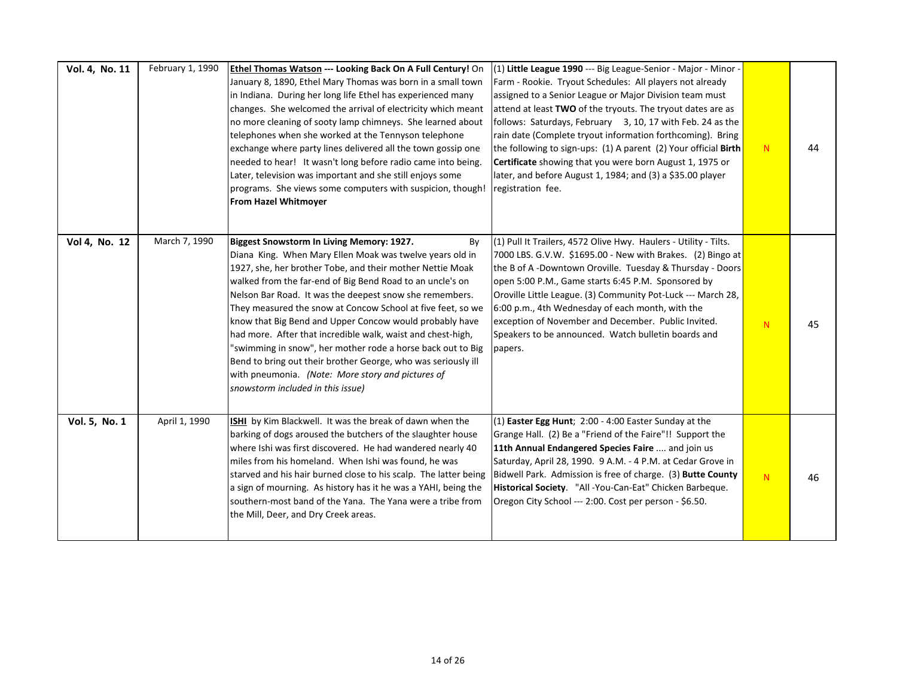| | | | | | |
|---|---|---|---|---|---|
| **Vol. 4, No. 11** | February 1, 1990 | **Ethel Thomas Watson --- Looking Back On A Full Century!** On January 8, 1890, Ethel Mary Thomas was born in a small town in Indiana. During her long life Ethel has experienced many changes. She welcomed the arrival of electricity which meant no more cleaning of sooty lamp chimneys. She learned about telephones when she worked at the Tennyson telephone exchange where party lines delivered all the town gossip one needed to hear! It wasn't long before radio came into being. Later, television was important and she still enjoys some programs. She views some computers with suspicion, though! **From Hazel Whitmoyer** | (1) **Little League 1990** --- Big League-Senior - Major - Minor - Farm - Rookie. Tryout Schedules: All players not already assigned to a Senior League or Major Division team must attend at least **TWO** of the tryouts. The tryout dates are as follows: Saturdays, February 3, 10, 17 with Feb. 24 as the rain date (Complete tryout information forthcoming). Bring the following to sign-ups: (1) A parent (2) Your official **Birth Certificate** showing that you were born August 1, 1975 or later, and before August 1, 1984; and (3) a $35.00 player registration fee. | N | 44 |
| **Vol 4, No. 12** | March 7, 1990 | **Biggest Snowstorm In Living Memory: 1927.** By Diana King. When Mary Ellen Moak was twelve years old in 1927, she, her brother Tobe, and their mother Nettie Moak walked from the far-end of Big Bend Road to an uncle's on Nelson Bar Road. It was the deepest snow she remembers. They measured the snow at Concow School at five feet, so we know that Big Bend and Upper Concow would probably have had more. After that incredible walk, waist and chest-high, "swimming in snow", her mother rode a horse back out to Big Bend to bring out their brother George, who was seriously ill with pneumonia. *(Note: More story and pictures of snowstorm included in this issue)* | (1) Pull It Trailers, 4572 Olive Hwy. Haulers - Utility - Tilts. 7000 LBS. G.V.W. $1695.00 - New with Brakes. (2) Bingo at the B of A -Downtown Oroville. Tuesday & Thursday - Doors open 5:00 P.M., Game starts 6:45 P.M. Sponsored by Oroville Little League. (3) Community Pot-Luck --- March 28, 6:00 p.m., 4th Wednesday of each month, with the exception of November and December. Public Invited. Speakers to be announced. Watch bulletin boards and papers. | N | 45 |
| **Vol. 5, No. 1** | April 1, 1990 | **ISHI** by Kim Blackwell. It was the break of dawn when the barking of dogs aroused the butchers of the slaughter house where Ishi was first discovered. He had wandered nearly 40 miles from his homeland. When Ishi was found, he was starved and his hair burned close to his scalp. The latter being a sign of mourning. As history has it he was a YAHI, being the southern-most band of the Yana. The Yana were a tribe from the Mill, Deer, and Dry Creek areas. | (1) **Easter Egg Hunt**; 2:00 - 4:00 Easter Sunday at the Grange Hall. (2) Be a "Friend of the Faire"!! Support the **11th Annual Endangered Species Faire** .... and join us Saturday, April 28, 1990. 9 A.M. - 4 P.M. at Cedar Grove in Bidwell Park. Admission is free of charge. (3) **Butte County Historical Society**. "All -You-Can-Eat" Chicken Barbeque. Oregon City School --- 2:00. Cost per person - $6.50. | N | 46 |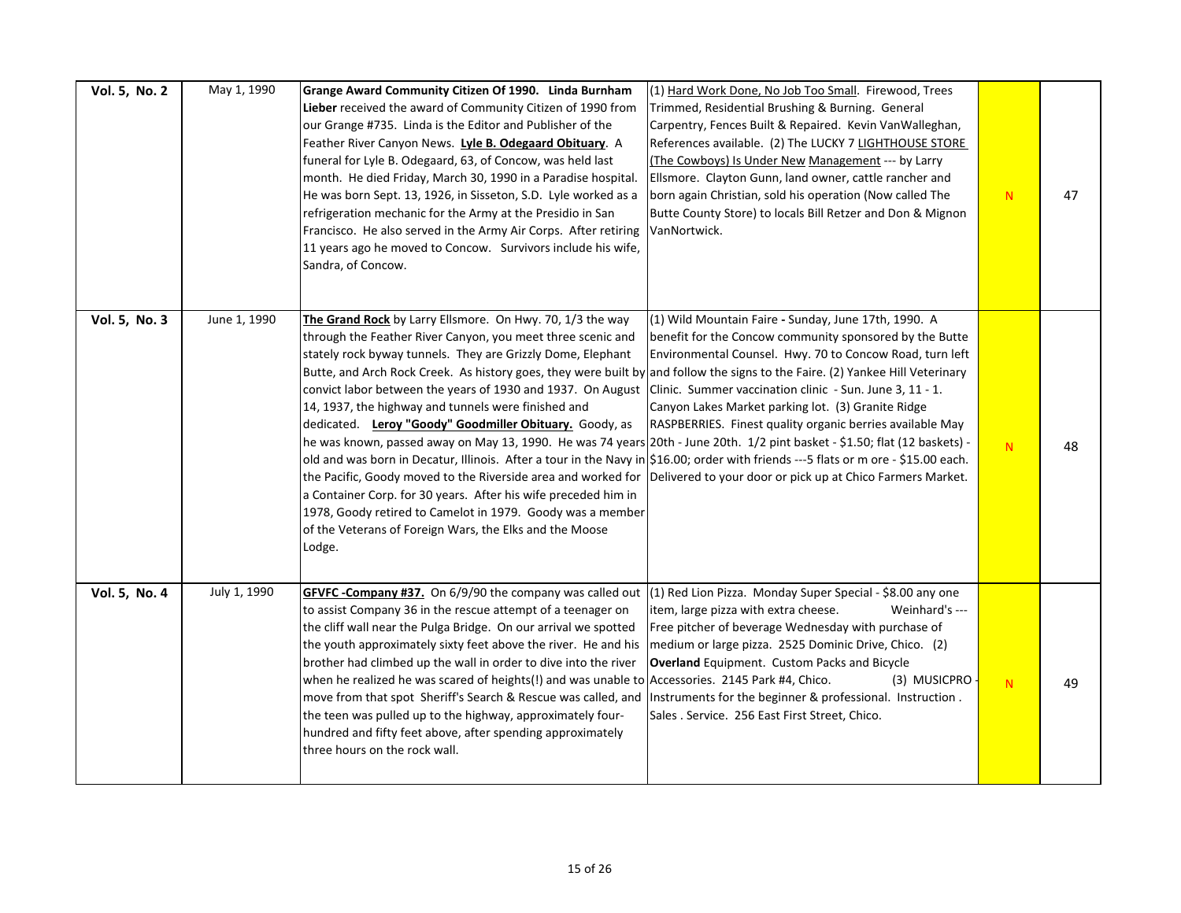| | | | | | |
|---|---|---|---|---|---|
| **Vol. 5, No. 2** | May 1, 1990 | **Grange Award Community Citizen Of 1990. Linda Burnham Lieber** received the award of Community Citizen of 1990 from our Grange #735. Linda is the Editor and Publisher of the Feather River Canyon News. **Lyle B. Odegaard Obituary**. A funeral for Lyle B. Odegaard, 63, of Concow, was held last month. He died Friday, March 30, 1990 in a Paradise hospital. He was born Sept. 13, 1926, in Sisseton, S.D. Lyle worked as a refrigeration mechanic for the Army at the Presidio in San Francisco. He also served in the Army Air Corps. After retiring 11 years ago he moved to Concow. Survivors include his wife, Sandra, of Concow. | (1) Hard Work Done, No Job Too Small. Firewood, Trees Trimmed, Residential Brushing & Burning. General Carpentry, Fences Built & Repaired. Kevin VanWalleghan, References available. (2) The LUCKY 7 LIGHTHOUSE STORE (The Cowboys) Is Under New Management --- by Larry Ellsmore. Clayton Gunn, land owner, cattle rancher and born again Christian, sold his operation (Now called The Butte County Store) to locals Bill Retzer and Don & Mignon VanNortwick. | N | 47 |
| **Vol. 5, No. 3** | June 1, 1990 | **The Grand Rock** by Larry Ellsmore. On Hwy. 70, 1/3 the way through the Feather River Canyon, you meet three scenic and stately rock byway tunnels. They are Grizzly Dome, Elephant Butte, and Arch Rock Creek. As history goes, they were built by convict labor between the years of 1930 and 1937. On August 14, 1937, the highway and tunnels were finished and dedicated. **Leroy "Goody" Goodmiller Obituary.** Goody, as he was known, passed away on May 13, 1990. He was 74 years old and was born in Decatur, Illinois. After a tour in the Navy in the Pacific, Goody moved to the Riverside area and worked for a Container Corp. for 30 years. After his wife preceded him in 1978, Goody retired to Camelot in 1979. Goody was a member of the Veterans of Foreign Wars, the Elks and the Moose Lodge. | (1) Wild Mountain Faire - Sunday, June 17th, 1990. A benefit for the Concow community sponsored by the Butte Environmental Counsel. Hwy. 70 to Concow Road, turn left and follow the signs to the Faire. (2) Yankee Hill Veterinary Clinic. Summer vaccination clinic - Sun. June 3, 11 - 1. Canyon Lakes Market parking lot. (3) Granite Ridge RASPBERRIES. Finest quality organic berries available May 20th - June 20th. 1/2 pint basket - $1.50; flat (12 baskets) - $16.00; order with friends ---5 flats or m ore - $15.00 each. Delivered to your door or pick up at Chico Farmers Market. | N | 48 |
| **Vol. 5, No. 4** | July 1, 1990 | **GFVFC -Company #37.** On 6/9/90 the company was called out to assist Company 36 in the rescue attempt of a teenager on the cliff wall near the Pulga Bridge. On our arrival we spotted the youth approximately sixty feet above the river. He and his brother had climbed up the wall in order to dive into the river when he realized he was scared of heights(!) and was unable to move from that spot Sheriff's Search & Rescue was called, and the teen was pulled up to the highway, approximately four-hundred and fifty feet above, after spending approximately three hours on the rock wall. | (1) Red Lion Pizza. Monday Super Special - $8.00 any one item, large pizza with extra cheese. Weinhard's --- Free pitcher of beverage Wednesday with purchase of medium or large pizza. 2525 Dominic Drive, Chico. (2) **Overland** Equipment. Custom Packs and Bicycle Accessories. 2145 Park #4, Chico. (3) MUSICPRO - Instruments for the beginner & professional. Instruction . Sales . Service. 256 East First Street, Chico. | N | 49 |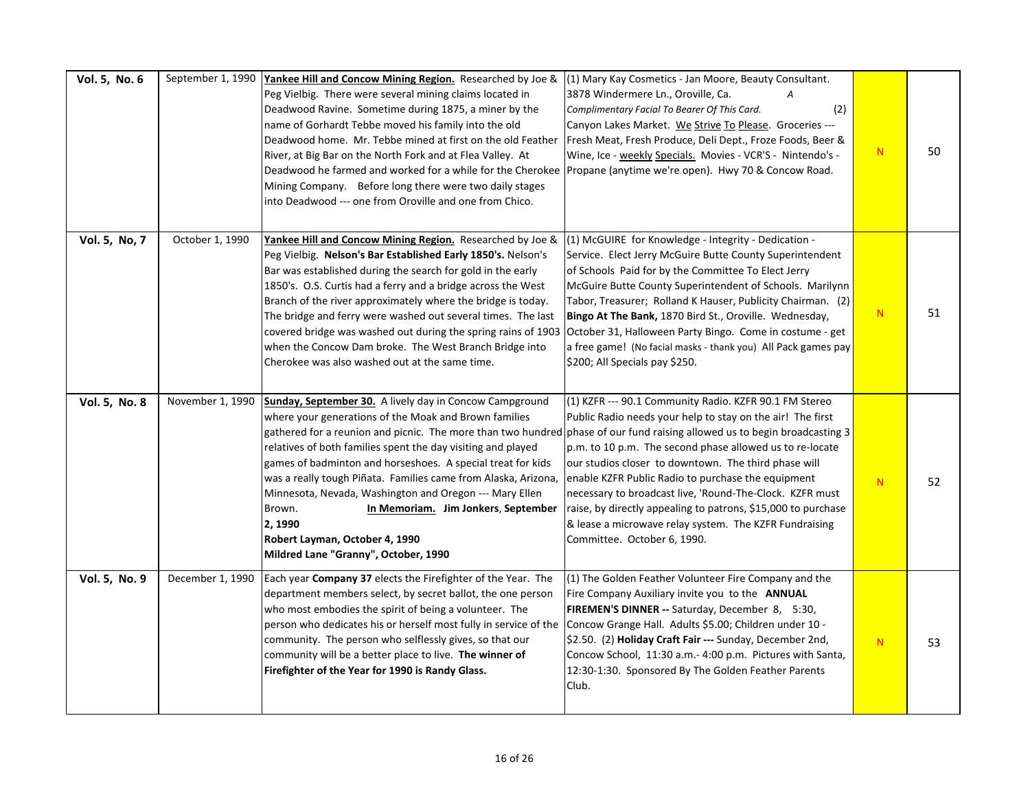| Vol. 5, No. 6 | September 1, 1990 | **Yankee Hill and Concow Mining Region.** Researched by Joe & Peg Vielbig. There were several mining claims located in Deadwood Ravine. Sometime during 1875, a miner by the name of Gorhardt Tebbe moved his family into the old Deadwood home. Mr. Tebbe mined at first on the old Feather River, at Big Bar on the North Fork and at Flea Valley. At Deadwood he farmed and worked for a while for the Cherokee Mining Company. Before long there were two daily stages into Deadwood --- one from Oroville and one from Chico. | (1) Mary Kay Cosmetics - Jan Moore, Beauty Consultant. 3878 Windermere Ln., Oroville, Ca. *A Complimentary Facial To Bearer Of This Card.* (2) Canyon Lakes Market. We Strive To Please. Groceries --- Fresh Meat, Fresh Produce, Deli Dept., Froze Foods, Beer & Wine, Ice - weekly Specials. Movies - VCR'S - Nintendo's - Propane (anytime we're open). Hwy 70 & Concow Road. | N | 50 |
|---|---|---|---|---|---|
| **Vol. 5, No, 7** | October 1, 1990 | **Yankee Hill and Concow Mining Region.** Researched by Joe & Peg Vielbig. **Nelson's Bar Established Early 1850's.** Nelson's Bar was established during the search for gold in the early 1850's. O.S. Curtis had a ferry and a bridge across the West Branch of the river approximately where the bridge is today. The bridge and ferry were washed out several times. The last covered bridge was washed out during the spring rains of 1903 when the Concow Dam broke. The West Branch Bridge into Cherokee was also washed out at the same time. | (1) McGUIRE for Knowledge - Integrity - Dedication - Service. Elect Jerry McGuire Butte County Superintendent of Schools Paid for by the Committee To Elect Jerry McGuire Butte County Superintendent of Schools. Marilynn Tabor, Treasurer; Rolland K Hauser, Publicity Chairman. (2) **Bingo At The Bank,** 1870 Bird St., Oroville. Wednesday, October 31, Halloween Party Bingo. Come in costume - get a free game! (No facial masks - thank you) All Pack games pay $200; All Specials pay $250. | N | 51 |
| **Vol. 5, No. 8** | November 1, 1990 | **Sunday, September 30.** A lively day in Concow Campground where your generations of the Moak and Brown families gathered for a reunion and picnic. The more than two hundred relatives of both families spent the day visiting and played games of badminton and horseshoes. A special treat for kids was a really tough Piñata. Families came from Alaska, Arizona, Minnesota, Nevada, Washington and Oregon --- Mary Ellen Brown. **In Memoriam. Jim Jonkers, September 2, 1990** **Robert Layman, October 4, 1990** **Mildred Lane "Granny", October, 1990** | (1) KZFR --- 90.1 Community Radio. KZFR 90.1 FM Stereo Public Radio needs your help to stay on the air! The first phase of our fund raising allowed us to begin broadcasting 3 p.m. to 10 p.m. The second phase allowed us to re-locate our studios closer to downtown. The third phase will enable KZFR Public Radio to purchase the equipment necessary to broadcast live, 'Round-The-Clock. KZFR must raise, by directly appealing to patrons, $15,000 to purchase & lease a microwave relay system. The KZFR Fundraising Committee. October 6, 1990. | N | 52 |
| **Vol. 5, No. 9** | December 1, 1990 | Each year **Company 37** elects the Firefighter of the Year. The department members select, by secret ballot, the one person who most embodies the spirit of being a volunteer. The person who dedicates his or herself most fully in service of the community. The person who selflessly gives, so that our community will be a better place to live. **The winner of Firefighter of the Year for 1990 is Randy Glass.** | (1) The Golden Feather Volunteer Fire Company and the Fire Company Auxiliary invite you to the **ANNUAL FIREMEN'S DINNER --** Saturday, December 8, 5:30, Concow Grange Hall. Adults $5.00; Children under 10 - $2.50. (2) **Holiday Craft Fair ---** Sunday, December 2nd, Concow School, 11:30 a.m.- 4:00 p.m. Pictures with Santa, 12:30-1:30. Sponsored By The Golden Feather Parents Club. | N | 53 |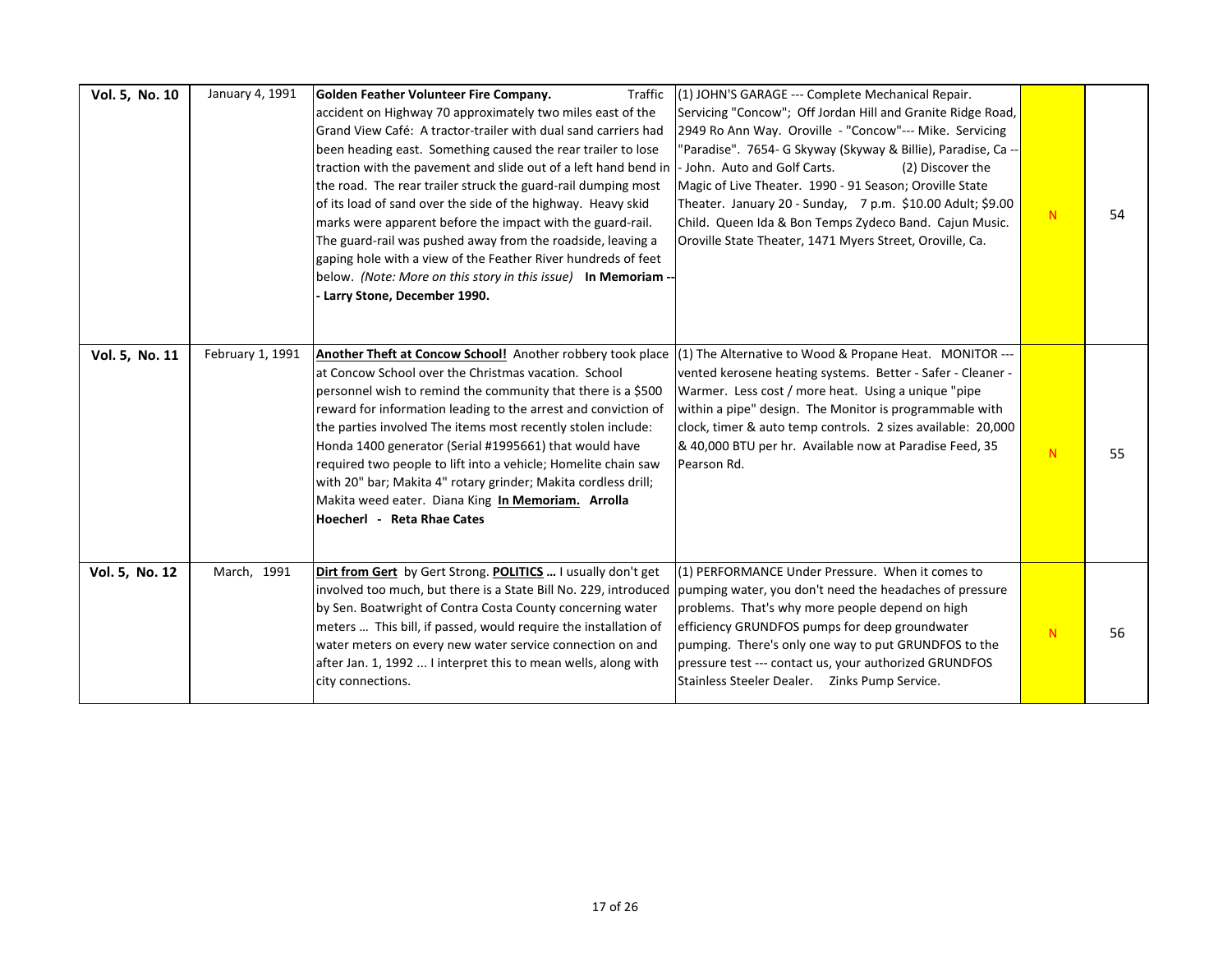| | | | | | |
|---|---|---|---|---|---|
| **Vol. 5, No. 10** | January 4, 1991 | **Golden Feather Volunteer Fire Company.** Traffic accident on Highway 70 approximately two miles east of the Grand View Café: A tractor-trailer with dual sand carriers had been heading east. Something caused the rear trailer to lose traction with the pavement and slide out of a left hand bend in the road. The rear trailer struck the guard-rail dumping most of its load of sand over the side of the highway. Heavy skid marks were apparent before the impact with the guard-rail. The guard-rail was pushed away from the roadside, leaving a gaping hole with a view of the Feather River hundreds of feet below. *(Note: More on this story in this issue)* **In Memoriam --- Larry Stone, December 1990.** | (1) JOHN'S GARAGE --- Complete Mechanical Repair. Servicing "Concow"; Off Jordan Hill and Granite Ridge Road, 2949 Ro Ann Way. Oroville - "Concow"--- Mike. Servicing "Paradise". 7654- G Skyway (Skyway & Billie), Paradise, Ca --- John. Auto and Golf Carts. (2) Discover the Magic of Live Theater. 1990 - 91 Season; Oroville State Theater. January 20 - Sunday, 7 p.m. $10.00 Adult; $9.00 Child. Queen Ida & Bon Temps Zydeco Band. Cajun Music. Oroville State Theater, 1471 Myers Street, Oroville, Ca. | N | 54 |
| **Vol. 5, No. 11** | February 1, 1991 | **Another Theft at Concow School!** Another robbery took place at Concow School over the Christmas vacation. School personnel wish to remind the community that there is a $500 reward for information leading to the arrest and conviction of the parties involved The items most recently stolen include: Honda 1400 generator (Serial #1995661) that would have required two people to lift into a vehicle; Homelite chain saw with 20" bar; Makita 4" rotary grinder; Makita cordless drill; Makita weed eater. Diana King **In Memoriam. Arrolla Hoecherl - Reta Rhae Cates** | (1) The Alternative to Wood & Propane Heat. MONITOR --- vented kerosene heating systems. Better - Safer - Cleaner - Warmer. Less cost / more heat. Using a unique "pipe within a pipe" design. The Monitor is programmable with clock, timer & auto temp controls. 2 sizes available: 20,000 & 40,000 BTU per hr. Available now at Paradise Feed, 35 Pearson Rd. | N | 55 |
| **Vol. 5, No. 12** | March, 1991 | **Dirt from Gert** by Gert Strong. **POLITICS ...** I usually don't get involved too much, but there is a State Bill No. 229, introduced by Sen. Boatwright of Contra Costa County concerning water meters ... This bill, if passed, would require the installation of water meters on every new water service connection on and after Jan. 1, 1992 ... I interpret this to mean wells, along with city connections. | (1) PERFORMANCE Under Pressure. When it comes to pumping water, you don't need the headaches of pressure problems. That's why more people depend on high efficiency GRUNDFOS pumps for deep groundwater pumping. There's only one way to put GRUNDFOS to the pressure test --- contact us, your authorized GRUNDFOS Stainless Steeler Dealer. Zinks Pump Service. | N | 56 |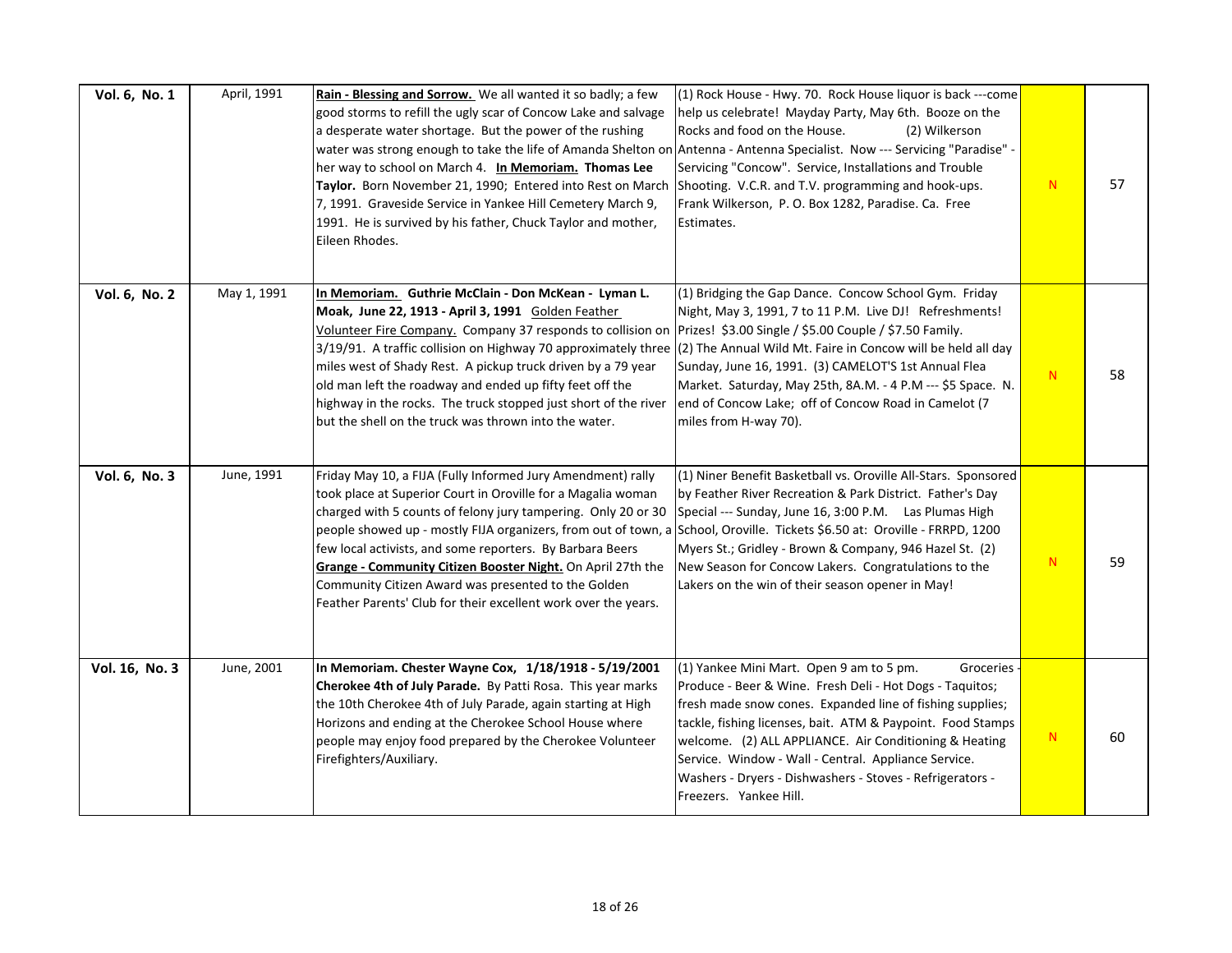| **Vol. 6, No. 1** | April, 1991 | **Rain - Blessing and Sorrow.** We all wanted it so badly; a few good storms to refill the ugly scar of Concow Lake and salvage a desperate water shortage. But the power of the rushing water was strong enough to take the life of Amanda Shelton on her way to school on March 4. **In Memoriam. Thomas Lee Taylor.** Born November 21, 1990; Entered into Rest on March 7, 1991. Graveside Service in Yankee Hill Cemetery March 9, 1991. He is survived by his father, Chuck Taylor and mother, Eileen Rhodes. | (1) Rock House - Hwy. 70. Rock House liquor is back ---come help us celebrate! Mayday Party, May 6th. Booze on the Rocks and food on the House. (2) Wilkerson Antenna - Antenna Specialist. Now --- Servicing "Paradise" - Servicing "Concow". Service, Installations and Trouble Shooting. V.C.R. and T.V. programming and hook-ups. Frank Wilkerson, P. O. Box 1282, Paradise. Ca. Free Estimates. | N | 57 |
|---|---|---|---|---|---|
| **Vol. 6, No. 2** | May 1, 1991 | **In Memoriam. Guthrie McClain - Don McKean - Lyman L. Moak, June 22, 1913 - April 3, 1991** Golden Feather Volunteer Fire Company. Company 37 responds to collision on 3/19/91. A traffic collision on Highway 70 approximately three miles west of Shady Rest. A pickup truck driven by a 79 year old man left the roadway and ended up fifty feet off the highway in the rocks. The truck stopped just short of the river but the shell on the truck was thrown into the water. | (1) Bridging the Gap Dance. Concow School Gym. Friday Night, May 3, 1991, 7 to 11 P.M. Live DJ! Refreshments! Prizes! $3.00 Single / $5.00 Couple / $7.50 Family. (2) The Annual Wild Mt. Faire in Concow will be held all day Sunday, June 16, 1991. (3) CAMELOT'S 1st Annual Flea Market. Saturday, May 25th, 8A.M. - 4 P.M --- $5 Space. N. end of Concow Lake; off of Concow Road in Camelot (7 miles from H-way 70). | N | 58 |
| **Vol. 6, No. 3** | June, 1991 | Friday May 10, a FIJA (Fully Informed Jury Amendment) rally took place at Superior Court in Oroville for a Magalia woman charged with 5 counts of felony jury tampering. Only 20 or 30 people showed up - mostly FIJA organizers, from out of town, a few local activists, and some reporters. By Barbara Beers **Grange - Community Citizen Booster Night.** On April 27th the Community Citizen Award was presented to the Golden Feather Parents' Club for their excellent work over the years. | (1) Niner Benefit Basketball vs. Oroville All-Stars. Sponsored by Feather River Recreation & Park District. Father's Day Special --- Sunday, June 16, 3:00 P.M. Las Plumas High School, Oroville. Tickets $6.50 at: Oroville - FRRPD, 1200 Myers St.; Gridley - Brown & Company, 946 Hazel St. (2) New Season for Concow Lakers. Congratulations to the Lakers on the win of their season opener in May! | N | 59 |
| **Vol. 16, No. 3** | June, 2001 | **In Memoriam. Chester Wayne Cox, 1/18/1918 - 5/19/2001 Cherokee 4th of July Parade.** By Patti Rosa. This year marks the 10th Cherokee 4th of July Parade, again starting at High Horizons and ending at the Cherokee School House where people may enjoy food prepared by the Cherokee Volunteer Firefighters/Auxiliary. | (1) Yankee Mini Mart. Open 9 am to 5 pm. Groceries - Produce - Beer & Wine. Fresh Deli - Hot Dogs - Taquitos; fresh made snow cones. Expanded line of fishing supplies; tackle, fishing licenses, bait. ATM & Paypoint. Food Stamps welcome. (2) ALL APPLIANCE. Air Conditioning & Heating Service. Window - Wall - Central. Appliance Service. Washers - Dryers - Dishwashers - Stoves - Refrigerators - Freezers. Yankee Hill. | N | 60 |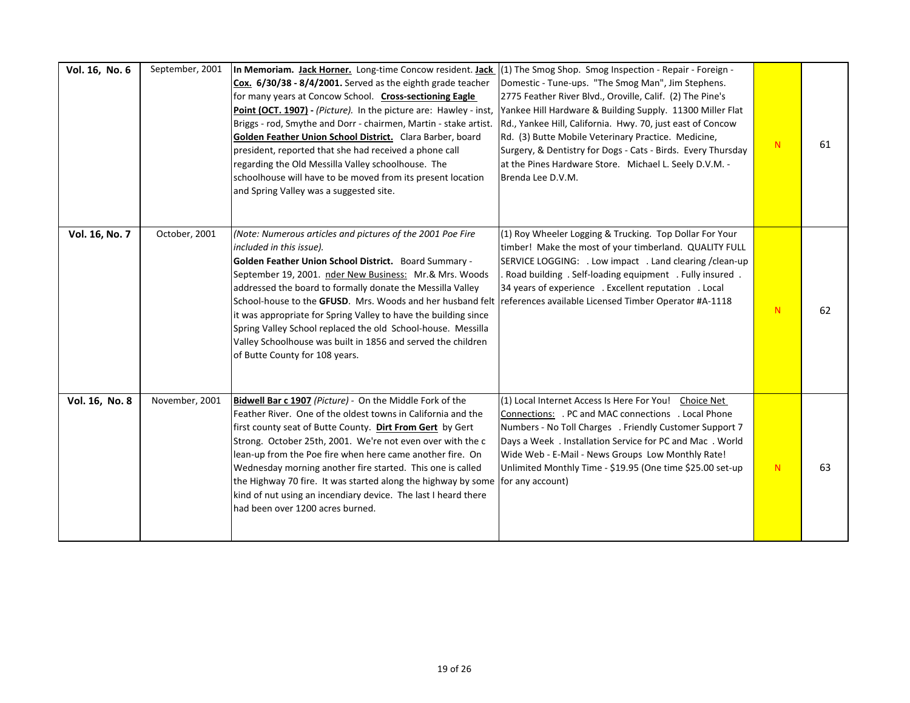| | | | | | |
|---|---|---|---|---|---|
| **Vol. 16, No. 6** | September, 2001 | **In Memoriam. Jack Horner.** Long-time Concow resident. **Jack Cox. 6/30/38 - 8/4/2001.** Served as the eighth grade teacher for many years at Concow School. **Cross-sectioning Eagle Point (OCT. 1907) -** *(Picture).* In the picture are: Hawley - inst, Briggs - rod, Smythe and Dorr - chairmen, Martin - stake artist. **Golden Feather Union School District.** Clara Barber, board president, reported that she had received a phone call regarding the Old Messilla Valley schoolhouse. The schoolhouse will have to be moved from its present location and Spring Valley was a suggested site. | (1) The Smog Shop. Smog Inspection - Repair - Foreign - Domestic - Tune-ups. "The Smog Man", Jim Stephens. 2775 Feather River Blvd., Oroville, Calif. (2) The Pine's Yankee Hill Hardware & Building Supply. 11300 Miller Flat Rd., Yankee Hill, California. Hwy. 70, just east of Concow Rd. (3) Butte Mobile Veterinary Practice. Medicine, Surgery, & Dentistry for Dogs - Cats - Birds. Every Thursday at the Pines Hardware Store. Michael L. Seely D.V.M. - Brenda Lee D.V.M. | N | 61 |
| **Vol. 16, No. 7** | October, 2001 | *(Note: Numerous articles and pictures of the 2001 Poe Fire included in this issue).* **Golden Feather Union School District.** Board Summary - September 19, 2001. nder New Business: Mr.& Mrs. Woods addressed the board to formally donate the Messilla Valley School-house to the **GFUSD**. Mrs. Woods and her husband felt it was appropriate for Spring Valley to have the building since Spring Valley School replaced the old School-house. Messilla Valley Schoolhouse was built in 1856 and served the children of Butte County for 108 years. | (1) Roy Wheeler Logging & Trucking. Top Dollar For Your timber! Make the most of your timberland. QUALITY FULL SERVICE LOGGING: . Low impact . Land clearing /clean-up . Road building . Self-loading equipment . Fully insured . 34 years of experience . Excellent reputation . Local references available Licensed Timber Operator #A-1118 | N | 62 |
| **Vol. 16, No. 8** | November, 2001 | **Bidwell Bar c 1907** *(Picture)* - On the Middle Fork of the Feather River. One of the oldest towns in California and the first county seat of Butte County. **Dirt From Gert** by Gert Strong. October 25th, 2001. We're not even over with the c lean-up from the Poe fire when here came another fire. On Wednesday morning another fire started. This one is called the Highway 70 fire. It was started along the highway by some kind of nut using an incendiary device. The last I heard there had been over 1200 acres burned. | (1) Local Internet Access Is Here For You! Choice Net Connections: . PC and MAC connections . Local Phone Numbers - No Toll Charges . Friendly Customer Support 7 Days a Week . Installation Service for PC and Mac . World Wide Web - E-Mail - News Groups Low Monthly Rate! Unlimited Monthly Time - $19.95 (One time $25.00 set-up for any account) | N | 63 |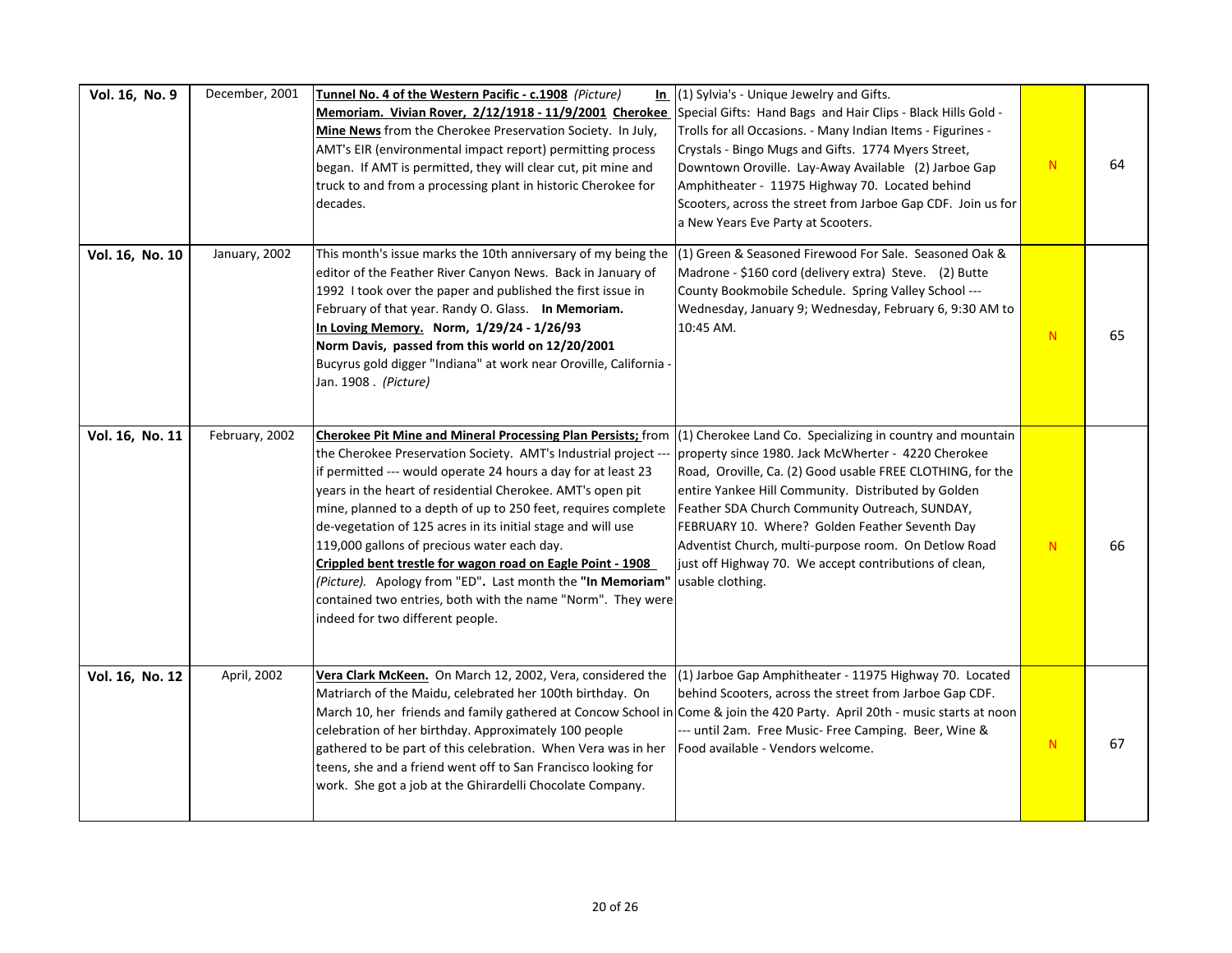| **Vol. 16, No. 9** | December, 2001 | **Tunnel No. 4 of the Western Pacific - c.1908** *(Picture)* **In Memoriam. Vivian Rover, 2/12/1918 - 11/9/2001 Cherokee Mine News** from the Cherokee Preservation Society. In July, AMT's EIR (environmental impact report) permitting process began. If AMT is permitted, they will clear cut, pit mine and truck to and from a processing plant in historic Cherokee for decades. | (1) Sylvia's - Unique Jewelry and Gifts. Special Gifts: Hand Bags and Hair Clips - Black Hills Gold - Trolls for all Occasions. - Many Indian Items - Figurines - Crystals - Bingo Mugs and Gifts. 1774 Myers Street, Downtown Oroville. Lay-Away Available (2) Jarboe Gap Amphitheater - 11975 Highway 70. Located behind Scooters, across the street from Jarboe Gap CDF. Join us for a New Years Eve Party at Scooters. | N | 64 |
|---|---|---|---|---|---|
| **Vol. 16, No. 10** | January, 2002 | This month's issue marks the 10th anniversary of my being the editor of the Feather River Canyon News. Back in January of 1992 I took over the paper and published the first issue in February of that year. Randy O. Glass. **In Memoriam.** **In Loving Memory. Norm, 1/29/24 - 1/26/93** **Norm Davis, passed from this world on 12/20/2001** Bucyrus gold digger "Indiana" at work near Oroville, California - Jan. 1908 . *(Picture)* | (1) Green & Seasoned Firewood For Sale. Seasoned Oak & Madrone - $160 cord (delivery extra) Steve. (2) Butte County Bookmobile Schedule. Spring Valley School --- Wednesday, January 9; Wednesday, February 6, 9:30 AM to 10:45 AM. | N | 65 |
| **Vol. 16, No. 11** | February, 2002 | **Cherokee Pit Mine and Mineral Processing Plan Persists;** from the Cherokee Preservation Society. AMT's Industrial project --- if permitted --- would operate 24 hours a day for at least 23 years in the heart of residential Cherokee. AMT's open pit mine, planned to a depth of up to 250 feet, requires complete de-vegetation of 125 acres in its initial stage and will use 119,000 gallons of precious water each day. **Crippled bent trestle for wagon road on Eagle Point - 1908** *(Picture).* Apology from "ED". Last month the **"In Memoriam"** contained two entries, both with the name "Norm". They were indeed for two different people. | (1) Cherokee Land Co. Specializing in country and mountain property since 1980. Jack McWherter - 4220 Cherokee Road, Oroville, Ca. (2) Good usable FREE CLOTHING, for the entire Yankee Hill Community. Distributed by Golden Feather SDA Church Community Outreach, SUNDAY, FEBRUARY 10. Where? Golden Feather Seventh Day Adventist Church, multi-purpose room. On Detlow Road just off Highway 70. We accept contributions of clean, usable clothing. | N | 66 |
| **Vol. 16, No. 12** | April, 2002 | **Vera Clark McKeen.** On March 12, 2002, Vera, considered the Matriarch of the Maidu, celebrated her 100th birthday. On March 10, her friends and family gathered at Concow School in celebration of her birthday. Approximately 100 people gathered to be part of this celebration. When Vera was in her teens, she and a friend went off to San Francisco looking for work. She got a job at the Ghirardelli Chocolate Company. | (1) Jarboe Gap Amphitheater - 11975 Highway 70. Located behind Scooters, across the street from Jarboe Gap CDF. Come & join the 420 Party. April 20th - music starts at noon --- until 2am. Free Music- Free Camping. Beer, Wine & Food available - Vendors welcome. | N | 67 |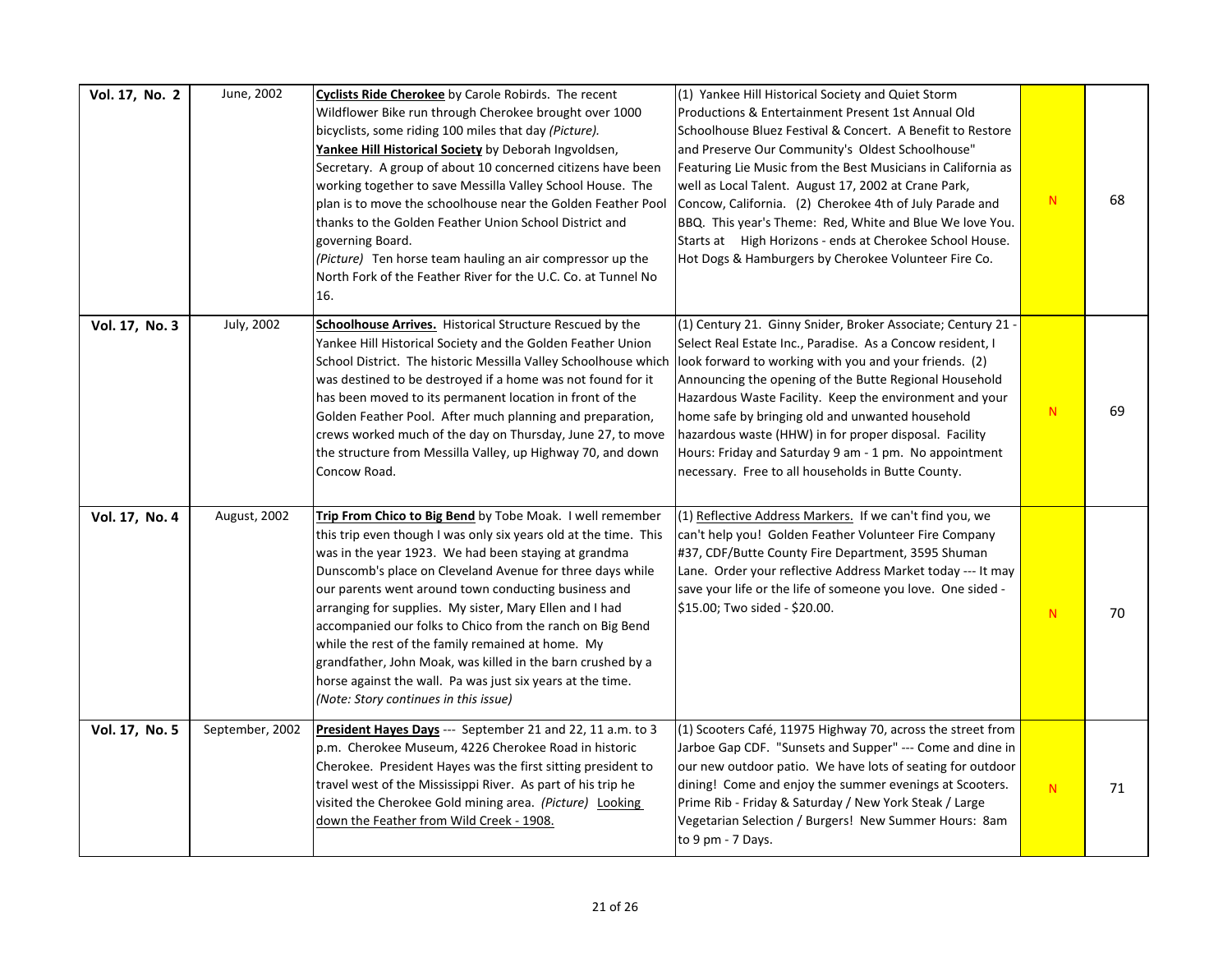| Vol. 17, No. 2 | June, 2002 | **Cyclists Ride Cherokee** by Carole Robirds. The recent Wildflower Bike run through Cherokee brought over 1000 bicyclists, some riding 100 miles that day *(Picture).* **Yankee Hill Historical Society** by Deborah Ingvoldsen, Secretary. A group of about 10 concerned citizens have been working together to save Messilla Valley School House. The plan is to move the schoolhouse near the Golden Feather Pool thanks to the Golden Feather Union School District and governing Board. *(Picture)* Ten horse team hauling an air compressor up the North Fork of the Feather River for the U.C. Co. at Tunnel No 16. | (1) Yankee Hill Historical Society and Quiet Storm Productions & Entertainment Present 1st Annual Old Schoolhouse Bluez Festival & Concert. A Benefit to Restore and Preserve Our Community's Oldest Schoolhouse" Featuring Lie Music from the Best Musicians in California as well as Local Talent. August 17, 2002 at Crane Park, Concow, California. (2) Cherokee 4th of July Parade and BBQ. This year's Theme: Red, White and Blue We love You. Starts at High Horizons - ends at Cherokee School House. Hot Dogs & Hamburgers by Cherokee Volunteer Fire Co. | N | 68 |
|---|---|---|---|---|---|
| **Vol. 17, No. 3** | July, 2002 | **Schoolhouse Arrives.** Historical Structure Rescued by the Yankee Hill Historical Society and the Golden Feather Union School District. The historic Messilla Valley Schoolhouse which was destined to be destroyed if a home was not found for it has been moved to its permanent location in front of the Golden Feather Pool. After much planning and preparation, crews worked much of the day on Thursday, June 27, to move the structure from Messilla Valley, up Highway 70, and down Concow Road. | (1) Century 21. Ginny Snider, Broker Associate; Century 21 - Select Real Estate Inc., Paradise. As a Concow resident, I look forward to working with you and your friends. (2) Announcing the opening of the Butte Regional Household Hazardous Waste Facility. Keep the environment and your home safe by bringing old and unwanted household hazardous waste (HHW) in for proper disposal. Facility Hours: Friday and Saturday 9 am - 1 pm. No appointment necessary. Free to all households in Butte County. | N | 69 |
| **Vol. 17, No. 4** | August, 2002 | **Trip From Chico to Big Bend** by Tobe Moak. I well remember this trip even though I was only six years old at the time. This was in the year 1923. We had been staying at grandma Dunscomb's place on Cleveland Avenue for three days while our parents went around town conducting business and arranging for supplies. My sister, Mary Ellen and I had accompanied our folks to Chico from the ranch on Big Bend while the rest of the family remained at home. My grandfather, John Moak, was killed in the barn crushed by a horse against the wall. Pa was just six years at the time. *(Note: Story continues in this issue)* | (1) Reflective Address Markers. If we can't find you, we can't help you! Golden Feather Volunteer Fire Company #37, CDF/Butte County Fire Department, 3595 Shuman Lane. Order your reflective Address Market today --- It may save your life or the life of someone you love. One sided - $15.00; Two sided - $20.00. | N | 70 |
| **Vol. 17, No. 5** | September, 2002 | **President Hayes Days** --- September 21 and 22, 11 a.m. to 3 p.m. Cherokee Museum, 4226 Cherokee Road in historic Cherokee. President Hayes was the first sitting president to travel west of the Mississippi River. As part of his trip he visited the Cherokee Gold mining area. *(Picture)* Looking down the Feather from Wild Creek - 1908. | (1) Scooters Café, 11975 Highway 70, across the street from Jarboe Gap CDF. "Sunsets and Supper" --- Come and dine in our new outdoor patio. We have lots of seating for outdoor dining! Come and enjoy the summer evenings at Scooters. Prime Rib - Friday & Saturday / New York Steak / Large Vegetarian Selection / Burgers! New Summer Hours: 8am to 9 pm - 7 Days. | N | 71 |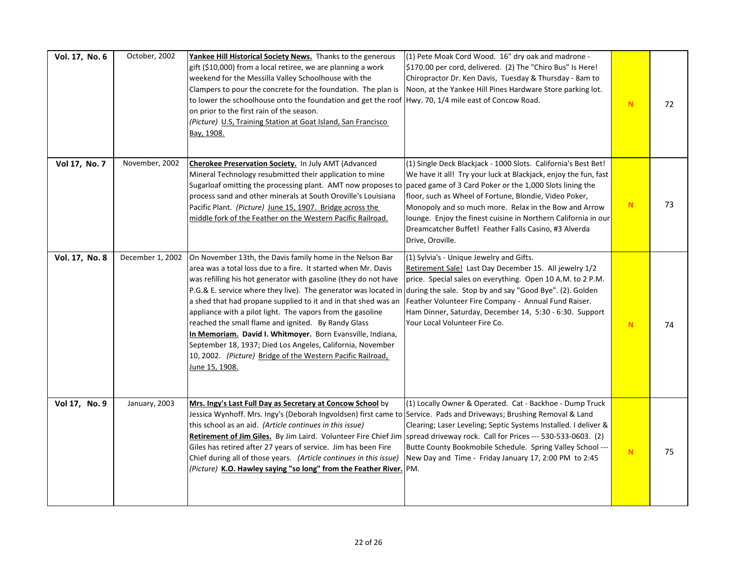| **Vol. 17, No. 6** | October, 2002 | **Yankee Hill Historical Society News.** Thanks to the generous gift ($10,000) from a local retiree, we are planning a work weekend for the Messilla Valley Schoolhouse with the Clampers to pour the concrete for the foundation. The plan is to lower the schoolhouse onto the foundation and get the roof on prior to the first rain of the season. *(Picture)* U.S, Training Station at Goat Island, San Francisco Bay, 1908. | (1) Pete Moak Cord Wood. 16" dry oak and madrone - $170.00 per cord, delivered. (2) The "Chiro Bus" Is Here! Chiropractor Dr. Ken Davis, Tuesday & Thursday - 8am to Noon, at the Yankee Hill Pines Hardware Store parking lot. Hwy. 70, 1/4 mile east of Concow Road. | N | 72 |
|---|---|---|---|---|---|
| **Vol 17, No. 7** | November, 2002 | **Cherokee Preservation Society.** In July AMT (Advanced Mineral Technology resubmitted their application to mine Sugarloaf omitting the processing plant. AMT now proposes to process sand and other minerals at South Oroville's Louisiana Pacific Plant. *(Picture)* June 15, 1907. Bridge across the middle fork of the Feather on the Western Pacific Railroad. | (1) Single Deck Blackjack - 1000 Slots. California's Best Bet! We have it all! Try your luck at Blackjack, enjoy the fun, fast paced game of 3 Card Poker or the 1,000 Slots lining the floor, such as Wheel of Fortune, Blondie, Video Poker, Monopoly and so much more. Relax in the Bow and Arrow lounge. Enjoy the finest cuisine in Northern California in our Dreamcatcher Buffet! Feather Falls Casino, #3 Alverda Drive, Oroville. | N | 73 |
| **Vol. 17, No. 8** | December 1, 2002 | On November 13th, the Davis family home in the Nelson Bar area was a total loss due to a fire. It started when Mr. Davis was refilling his hot generator with gasoline (they do not have P.G.& E. service where they live). The generator was located in a shed that had propane supplied to it and in that shed was an appliance with a pilot light. The vapors from the gasoline reached the small flame and ignited. By Randy Glass **In Memoriam. David I. Whitmoyer.** Born Evansville, Indiana, September 18, 1937; Died Los Angeles, California, November 10, 2002. *(Picture)* Bridge of the Western Pacific Railroad, June 15, 1908. | (1) Sylvia's - Unique Jewelry and Gifts. Retirement Sale! Last Day December 15. All jewelry 1/2 price. Special sales on everything. Open 10 A.M. to 2 P.M. during the sale. Stop by and say "Good Bye". (2). Golden Feather Volunteer Fire Company - Annual Fund Raiser. Ham Dinner, Saturday, December 14, 5:30 - 6:30. Support Your Local Volunteer Fire Co. | N | 74 |
| **Vol 17, No. 9** | January, 2003 | **Mrs. Ingy's Last Full Day as Secretary at Concow School** by Jessica Wynhoff. Mrs. Ingy's (Deborah Ingvoldsen) first came to this school as an aid. *(Article continues in this issue)* **Retirement of Jim Giles.** By Jim Laird. Volunteer Fire Chief Jim Giles has retired after 27 years of service. Jim has been Fire Chief during all of those years. *(Article continues in this issue)* *(Picture)* **K.O. Hawley saying "so long" from the Feather River.** | (1) Locally Owner & Operated. Cat - Backhoe - Dump Truck Service. Pads and Driveways; Brushing Removal & Land Clearing; Laser Leveling; Septic Systems Installed. I deliver & spread driveway rock. Call for Prices --- 530-533-0603. (2) Butte County Bookmobile Schedule. Spring Valley School --- New Day and Time - Friday January 17, 2:00 PM to 2:45 PM. | N | 75 |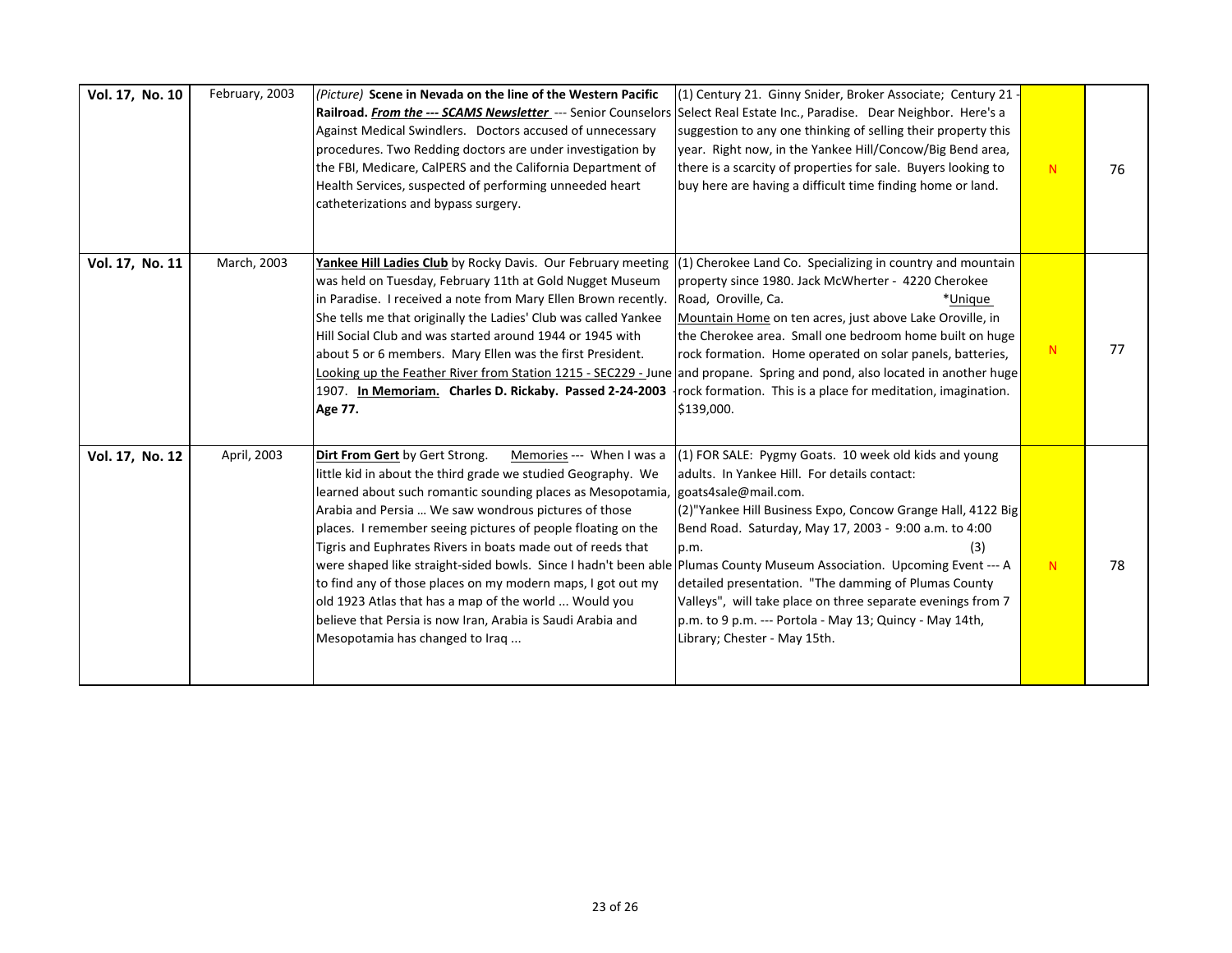| Vol. 17, No. 10 | February, 2003 | *(Picture)* **Scene in Nevada on the line of the Western Pacific Railroad.** ***From the --- SCAMS Newsletter*** --- Senior Counselors Against Medical Swindlers. Doctors accused of unnecessary procedures. Two Redding doctors are under investigation by the FBI, Medicare, CalPERS and the California Department of Health Services, suspected of performing unneeded heart catheterizations and bypass surgery. | (1) Century 21. Ginny Snider, Broker Associate; Century 21 - Select Real Estate Inc., Paradise. Dear Neighbor. Here's a suggestion to any one thinking of selling their property this year. Right now, in the Yankee Hill/Concow/Big Bend area, there is a scarcity of properties for sale. Buyers looking to buy here are having a difficult time finding home or land. | N | 76 |
|---|---|---|---|---|---|
| **Vol. 17, No. 11** | March, 2003 | **Yankee Hill Ladies Club** by Rocky Davis. Our February meeting was held on Tuesday, February 11th at Gold Nugget Museum in Paradise. I received a note from Mary Ellen Brown recently. She tells me that originally the Ladies' Club was called Yankee Hill Social Club and was started around 1944 or 1945 with about 5 or 6 members. Mary Ellen was the first President. Looking up the Feather River from Station 1215 - SEC229 - June 1907. **In Memoriam. Charles D. Rickaby. Passed 2-24-2003 - Age 77.** | (1) Cherokee Land Co. Specializing in country and mountain property since 1980. Jack McWherter - 4220 Cherokee Road, Oroville, Ca. *Unique Mountain Home on ten acres, just above Lake Oroville, in the Cherokee area. Small one bedroom home built on huge rock formation. Home operated on solar panels, batteries, and propane. Spring and pond, also located in another huge rock formation. This is a place for meditation, imagination. $139,000. | N | 77 |
| **Vol. 17, No. 12** | April, 2003 | **Dirt From Gert** by Gert Strong. Memories --- When I was a little kid in about the third grade we studied Geography. We learned about such romantic sounding places as Mesopotamia, Arabia and Persia … We saw wondrous pictures of those places. I remember seeing pictures of people floating on the Tigris and Euphrates Rivers in boats made out of reeds that were shaped like straight-sided bowls. Since I hadn't been able to find any of those places on my modern maps, I got out my old 1923 Atlas that has a map of the world ... Would you believe that Persia is now Iran, Arabia is Saudi Arabia and Mesopotamia has changed to Iraq ... | (1) FOR SALE: Pygmy Goats. 10 week old kids and young adults. In Yankee Hill. For details contact: goats4sale@mail.com. (2)"Yankee Hill Business Expo, Concow Grange Hall, 4122 Big Bend Road. Saturday, May 17, 2003 - 9:00 a.m. to 4:00 p.m. (3) Plumas County Museum Association. Upcoming Event --- A detailed presentation. "The damming of Plumas County Valleys", will take place on three separate evenings from 7 p.m. to 9 p.m. --- Portola - May 13; Quincy - May 14th, Library; Chester - May 15th. | N | 78 |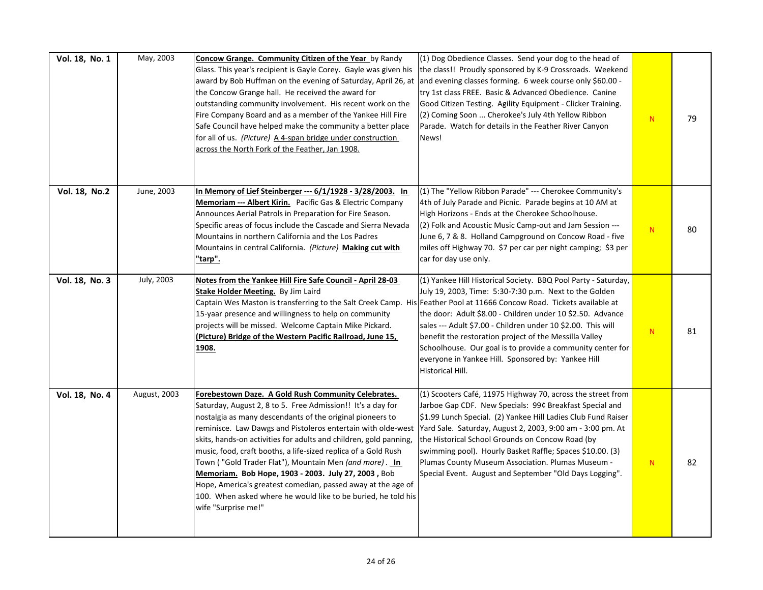| Vol. 18, No. 1 | May, 2003 | **Concow Grange. Community Citizen of the Year** by Randy Glass. This year's recipient is Gayle Corey. Gayle was given his award by Bob Huffman on the evening of Saturday, April 26, at the Concow Grange hall. He received the award for outstanding community involvement. His recent work on the Fire Company Board and as a member of the Yankee Hill Fire Safe Council have helped make the community a better place for all of us. *(Picture)* A 4-span bridge under construction across the North Fork of the Feather, Jan 1908. | (1) Dog Obedience Classes. Send your dog to the head of the class!! Proudly sponsored by K-9 Crossroads. Weekend and evening classes forming. 6 week course only $60.00 - try 1st class FREE. Basic & Advanced Obedience. Canine Good Citizen Testing. Agility Equipment - Clicker Training. (2) Coming Soon ... Cherokee's July 4th Yellow Ribbon Parade. Watch for details in the Feather River Canyon News! | N | 79 |
|---|---|---|---|---|---|
| Vol. 18, No.2 | June, 2003 | **In Memory of Lief Steinberger --- 6/1/1928 - 3/28/2003. In Memoriam --- Albert Kirin.** Pacific Gas & Electric Company Announces Aerial Patrols in Preparation for Fire Season. Specific areas of focus include the Cascade and Sierra Nevada Mountains in northern California and the Los Padres Mountains in central California. *(Picture)* **Making cut with "tarp".** | (1) The "Yellow Ribbon Parade" --- Cherokee Community's 4th of July Parade and Picnic. Parade begins at 10 AM at High Horizons - Ends at the Cherokee Schoolhouse. (2) Folk and Acoustic Music Camp-out and Jam Session --- June 6, 7 & 8. Holland Campground on Concow Road - five miles off Highway 70. $7 per car per night camping; $3 per car for day use only. | N | 80 |
| Vol. 18, No. 3 | July, 2003 | **Notes from the Yankee Hill Fire Safe Council - April 28-03 Stake Holder Meeting.** By Jim Laird Captain Wes Maston is transferring to the Salt Creek Camp. His 15-yaar presence and willingness to help on community projects will be missed. Welcome Captain Mike Pickard. **(Picture) Bridge of the Western Pacific Railroad, June 15, 1908.** | (1) Yankee Hill Historical Society. BBQ Pool Party - Saturday, July 19, 2003, Time: 5:30-7:30 p.m. Next to the Golden Feather Pool at 11666 Concow Road. Tickets available at the door: Adult $8.00 - Children under 10 $2.50. Advance sales --- Adult $7.00 - Children under 10 $2.00. This will benefit the restoration project of the Messilla Valley Schoolhouse. Our goal is to provide a community center for everyone in Yankee Hill. Sponsored by: Yankee Hill Historical Hill. | N | 81 |
| Vol. 18, No. 4 | August, 2003 | **Forebestown Daze. A Gold Rush Community Celebrates.** Saturday, August 2, 8 to 5. Free Admission!! It's a day for nostalgia as many descendants of the original pioneers to reminisce. Law Dawgs and Pistoleros entertain with olde-west skits, hands-on activities for adults and children, gold panning, music, food, craft booths, a life-sized replica of a Gold Rush Town ( "Gold Trader Flat"), Mountain Men *(and more)*. **In Memoriam. Bob Hope, 1903 - 2003. July 27, 2003 ,** Bob Hope, America's greatest comedian, passed away at the age of 100. When asked where he would like to be buried, he told his wife "Surprise me!" | (1) Scooters Café, 11975 Highway 70, across the street from Jarboe Gap CDF. New Specials: 99¢ Breakfast Special and $1.99 Lunch Special. (2) Yankee Hill Ladies Club Fund Raiser Yard Sale. Saturday, August 2, 2003, 9:00 am - 3:00 pm. At the Historical School Grounds on Concow Road (by swimming pool). Hourly Basket Raffle; Spaces $10.00. (3) Plumas County Museum Association. Plumas Museum - Special Event. August and September "Old Days Logging". | N | 82 |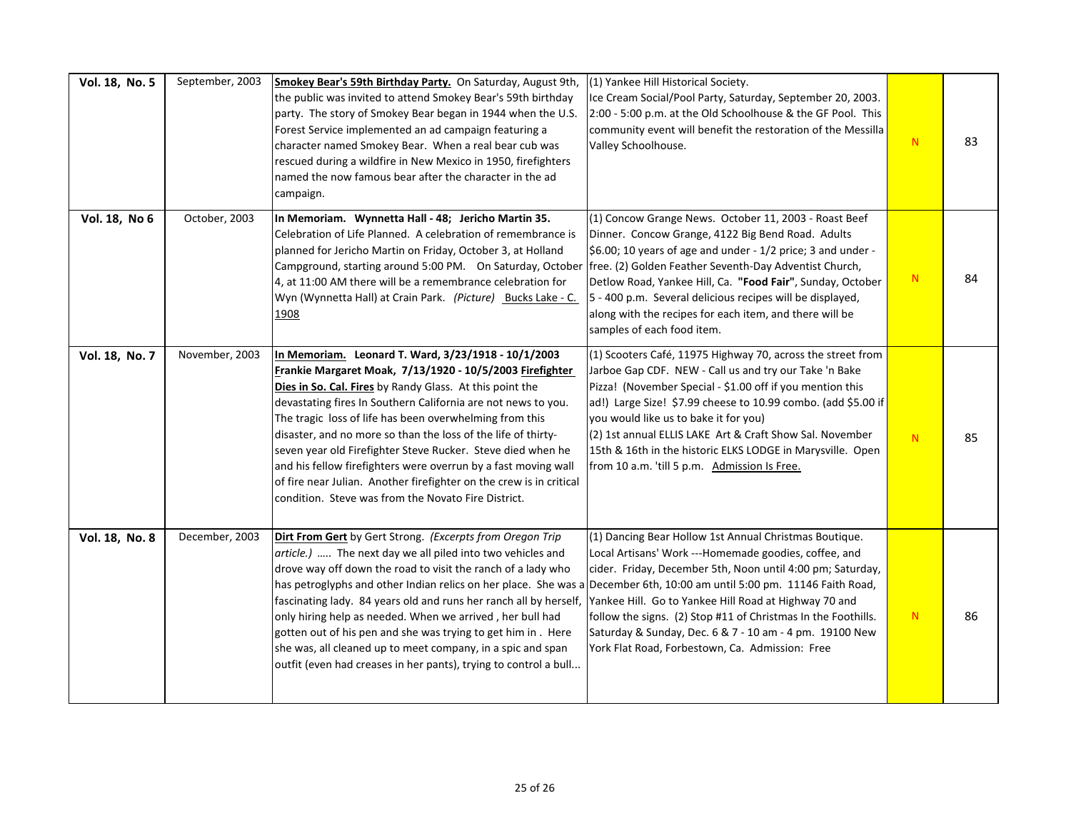| Vol. 18, No. 5 | September, 2003 | **Smokey Bear's 59th Birthday Party.** On Saturday, August 9th, the public was invited to attend Smokey Bear's 59th birthday party. The story of Smokey Bear began in 1944 when the U.S. Forest Service implemented an ad campaign featuring a character named Smokey Bear. When a real bear cub was rescued during a wildfire in New Mexico in 1950, firefighters named the now famous bear after the character in the ad campaign. | (1) Yankee Hill Historical Society. Ice Cream Social/Pool Party, Saturday, September 20, 2003. 2:00 - 5:00 p.m. at the Old Schoolhouse & the GF Pool. This community event will benefit the restoration of the Messilla Valley Schoolhouse. | N | 83 |
|---|---|---|---|---|---|
| **Vol. 18, No 6** | October, 2003 | **In Memoriam. Wynnetta Hall - 48; Jericho Martin 35.** Celebration of Life Planned. A celebration of remembrance is planned for Jericho Martin on Friday, October 3, at Holland Campground, starting around 5:00 PM. On Saturday, October 4, at 11:00 AM there will be a remembrance celebration for Wyn (Wynnetta Hall) at Crain Park. *(Picture)* Bucks Lake - C. 1908 | (1) Concow Grange News. October 11, 2003 - Roast Beef Dinner. Concow Grange, 4122 Big Bend Road. Adults $6.00; 10 years of age and under - 1/2 price; 3 and under - free. (2) Golden Feather Seventh-Day Adventist Church, Detlow Road, Yankee Hill, Ca. **"Food Fair"**, Sunday, October 5 - 400 p.m. Several delicious recipes will be displayed, along with the recipes for each item, and there will be samples of each food item. | N | 84 |
| **Vol. 18, No. 7** | November, 2003 | **In Memoriam. Leonard T. Ward, 3/23/1918 - 10/1/2003 Frankie Margaret Moak, 7/13/1920 - 10/5/2003 Firefighter Dies in So. Cal. Fires** by Randy Glass. At this point the devastating fires In Southern California are not news to you. The tragic loss of life has been overwhelming from this disaster, and no more so than the loss of the life of thirty-seven year old Firefighter Steve Rucker. Steve died when he and his fellow firefighters were overrun by a fast moving wall of fire near Julian. Another firefighter on the crew is in critical condition. Steve was from the Novato Fire District. | (1) Scooters Café, 11975 Highway 70, across the street from Jarboe Gap CDF. NEW - Call us and try our Take 'n Bake Pizza! (November Special - $1.00 off if you mention this ad!) Large Size! $7.99 cheese to 10.99 combo. (add $5.00 if you would like us to bake it for you) (2) 1st annual ELLIS LAKE Art & Craft Show Sal. November 15th & 16th in the historic ELKS LODGE in Marysville. Open from 10 a.m. 'till 5 p.m. Admission Is Free. | N | 85 |
| **Vol. 18, No. 8** | December, 2003 | **Dirt From Gert** by Gert Strong. *(Excerpts from Oregon Trip article.)* ..... The next day we all piled into two vehicles and drove way off down the road to visit the ranch of a lady who has petroglyphs and other Indian relics on her place. She was a fascinating lady. 84 years old and runs her ranch all by herself, only hiring help as needed. When we arrived , her bull had gotten out of his pen and she was trying to get him in . Here she was, all cleaned up to meet company, in a spic and span outfit (even had creases in her pants), trying to control a bull... | (1) Dancing Bear Hollow 1st Annual Christmas Boutique. Local Artisans' Work ---Homemade goodies, coffee, and cider. Friday, December 5th, Noon until 4:00 pm; Saturday, December 6th, 10:00 am until 5:00 pm. 11146 Faith Road, Yankee Hill. Go to Yankee Hill Road at Highway 70 and follow the signs. (2) Stop #11 of Christmas In the Foothills. Saturday & Sunday, Dec. 6 & 7 - 10 am - 4 pm. 19100 New York Flat Road, Forbestown, Ca. Admission: Free | N | 86 |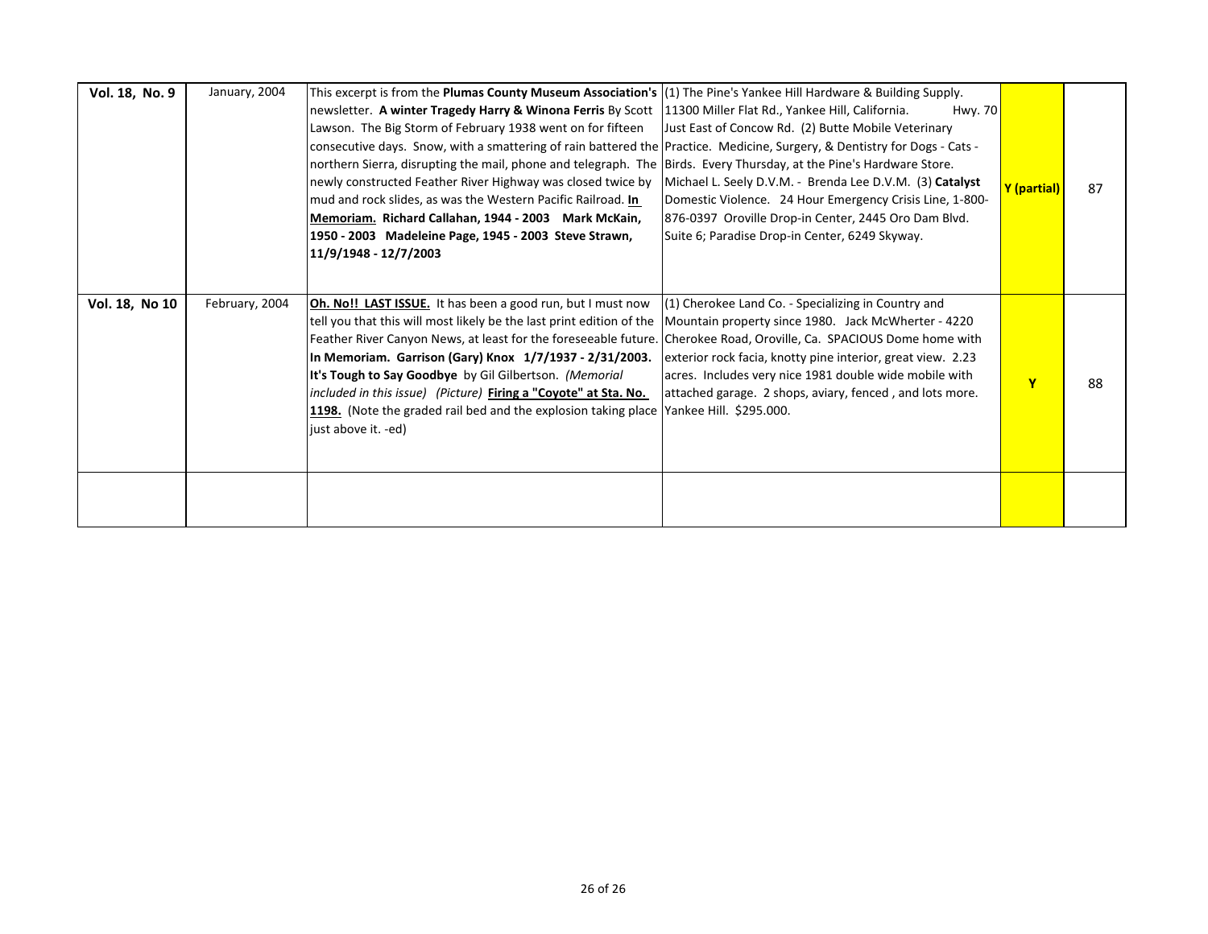| | | | | | |
|---|---|---|---|---|---|
| **Vol. 18, No. 9** | January, 2004 | This excerpt is from the **Plumas County Museum Association's** newsletter. **A winter Tragedy Harry & Winona Ferris** By Scott Lawson. The Big Storm of February 1938 went on for fifteen consecutive days. Snow, with a smattering of rain battered the northern Sierra, disrupting the mail, phone and telegraph. The newly constructed Feather River Highway was closed twice by mud and rock slides, as was the Western Pacific Railroad. **In Memoriam. Richard Callahan, 1944 - 2003 Mark McKain, 1950 - 2003 Madeleine Page, 1945 - 2003 Steve Strawn, 11/9/1948 - 12/7/2003** | (1) The Pine's Yankee Hill Hardware & Building Supply. 11300 Miller Flat Rd., Yankee Hill, California. Hwy. 70 Just East of Concow Rd. (2) Butte Mobile Veterinary Practice. Medicine, Surgery, & Dentistry for Dogs - Cats - Birds. Every Thursday, at the Pine's Hardware Store. Michael L. Seely D.V.M. - Brenda Lee D.V.M. (3) **Catalyst** Domestic Violence. 24 Hour Emergency Crisis Line, 1-800-876-0397 Oroville Drop-in Center, 2445 Oro Dam Blvd. Suite 6; Paradise Drop-in Center, 6249 Skyway. | **Y (partial)** | 87 |
| **Vol. 18, No 10** | February, 2004 | **Oh. No!! LAST ISSUE.** It has been a good run, but I must now tell you that this will most likely be the last print edition of the Feather River Canyon News, at least for the foreseeable future. **In Memoriam. Garrison (Gary) Knox 1/7/1937 - 2/31/2003. It's Tough to Say Goodbye** by Gil Gilbertson. *(Memorial included in this issue) (Picture)* **Firing a "Coyote" at Sta. No. 1198.** (Note the graded rail bed and the explosion taking place just above it. -ed) | (1) Cherokee Land Co. - Specializing in Country and Mountain property since 1980. Jack McWherter - 4220 Cherokee Road, Oroville, Ca. SPACIOUS Dome home with exterior rock facia, knotty pine interior, great view. 2.23 acres. Includes very nice 1981 double wide mobile with attached garage. 2 shops, aviary, fenced , and lots more. Yankee Hill. $295.000. | **Y** | 88 |
| | | | | | |